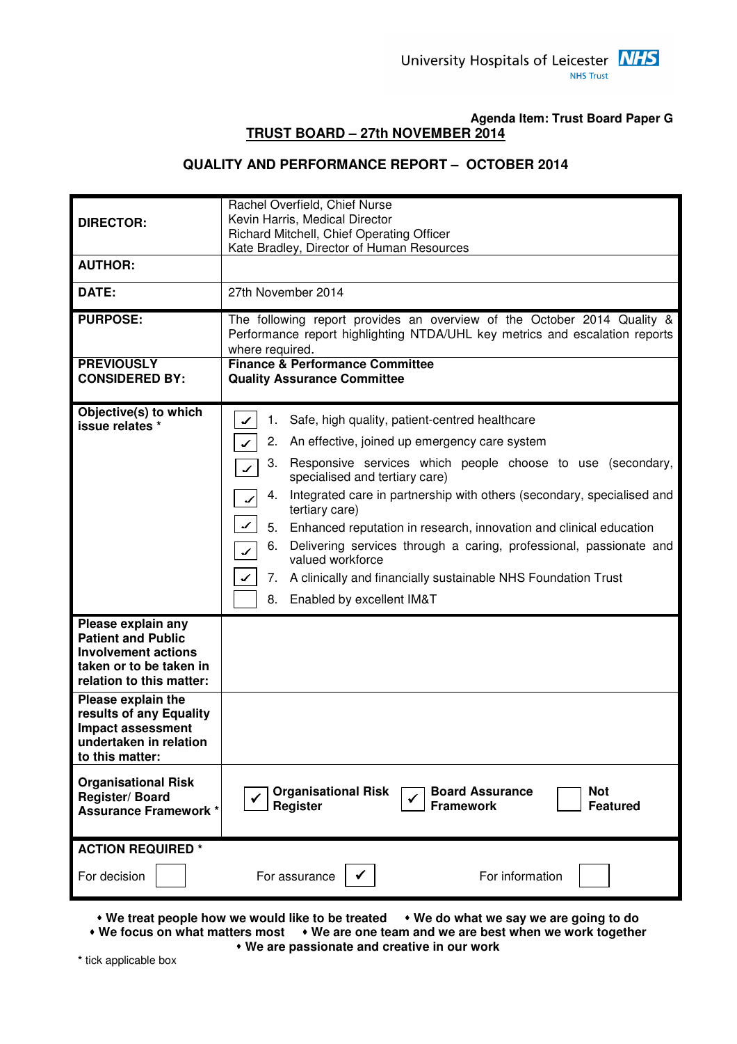University Hospitals of Leicester NHS Trust

**Agenda Item: Trust Board Paper G**

## TRUST BOARD – 27th NOVEMBER 2014

## QUALITY AND PERFORMANCE REPORT – OCTOBER 2014

| | |
|---|---|
| **DIRECTOR:** | Rachel Overfield, Chief Nurse<br>Kevin Harris, Medical Director<br>Richard Mitchell, Chief Operating Officer<br>Kate Bradley, Director of Human Resources |
| **AUTHOR:** | |
| **DATE:** | 27th November 2014 |
| **PURPOSE:** | The following report provides an overview of the October 2014 Quality & Performance report highlighting NTDA/UHL key metrics and escalation reports where required. |
| **PREVIOUSLY CONSIDERED BY:** | **Finance & Performance Committee**<br>**Quality Assurance Committee** |
| **Objective(s) to which issue relates \*** | ✓ 1. Safe, high quality, patient-centred healthcare<br>✓ 2. An effective, joined up emergency care system<br>✓ 3. Responsive services which people choose to use (secondary, specialised and tertiary care)<br>✓ 4. Integrated care in partnership with others (secondary, specialised and tertiary care)<br>✓ 5. Enhanced reputation in research, innovation and clinical education<br>✓ 6. Delivering services through a caring, professional, passionate and valued workforce<br>✓ 7. A clinically and financially sustainable NHS Foundation Trust<br>☐ 8. Enabled by excellent IM&T |
| **Please explain any Patient and Public Involvement actions taken or to be taken in relation to this matter:** | |
| **Please explain the results of any Equality Impact assessment undertaken in relation to this matter:** | |
| **Organisational Risk Register/ Board Assurance Framework \*** | ✓ **Organisational Risk Register** ✓ **Board Assurance Framework** ☐ **Not Featured** |
| **ACTION REQUIRED \*** | For decision ☐ For assurance ✓ For information ☐ |

- **We treat people how we would like to be treated**
- **We do what we say we are going to do**
- **We focus on what matters most**
- **We are one team and we are best when we work together**
- **We are passionate and creative in our work**

\* tick applicable box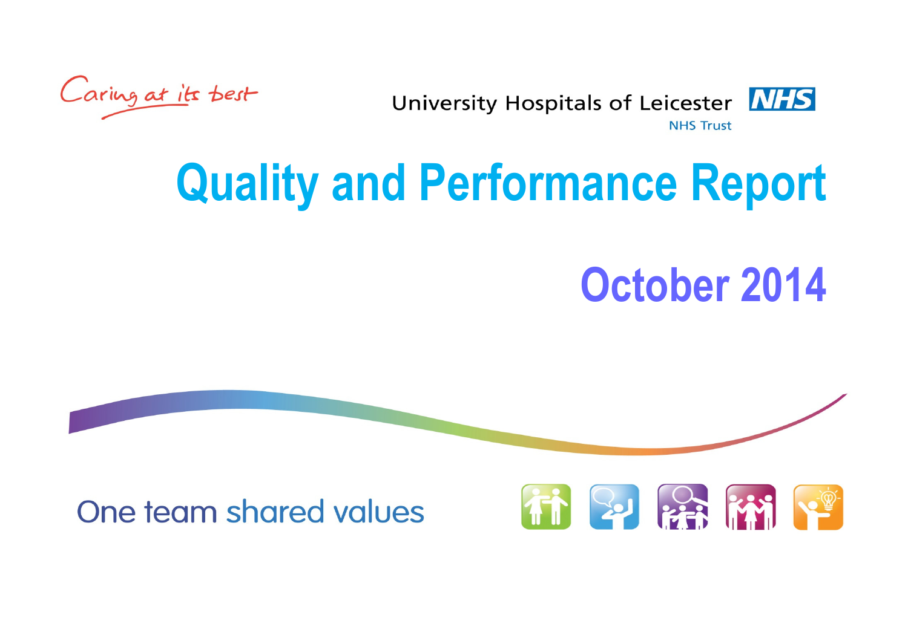Caring at its best

University Hospitals of Leicester NHS Trust

# Quality and Performance Report

## October 2014

One team shared values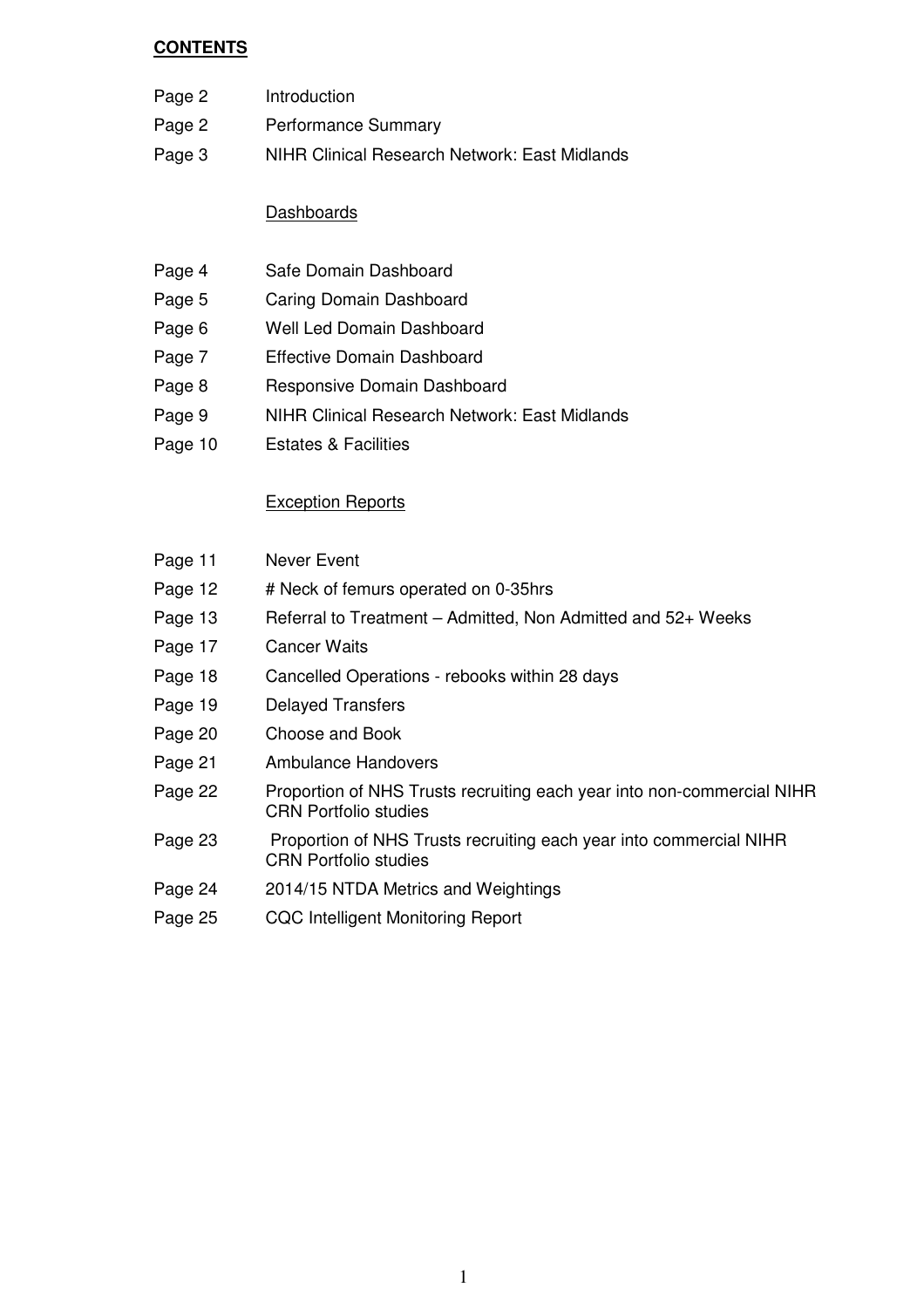**CONTENTS**

| | |
|---|---|
| Page 2 | Introduction |
| Page 2 | Performance Summary |
| Page 3 | NIHR Clinical Research Network: East Midlands |

Dashboards

| | |
|---|---|
| Page 4 | Safe Domain Dashboard |
| Page 5 | Caring Domain Dashboard |
| Page 6 | Well Led Domain Dashboard |
| Page 7 | Effective Domain Dashboard |
| Page 8 | Responsive Domain Dashboard |
| Page 9 | NIHR Clinical Research Network: East Midlands |
| Page 10 | Estates & Facilities |

Exception Reports

| | |
|---|---|
| Page 11 | Never Event |
| Page 12 | # Neck of femurs operated on 0-35hrs |
| Page 13 | Referral to Treatment – Admitted, Non Admitted and 52+ Weeks |
| Page 17 | Cancer Waits |
| Page 18 | Cancelled Operations - rebooks within 28 days |
| Page 19 | Delayed Transfers |
| Page 20 | Choose and Book |
| Page 21 | Ambulance Handovers |
| Page 22 | Proportion of NHS Trusts recruiting each year into non-commercial NIHR CRN Portfolio studies |
| Page 23 | Proportion of NHS Trusts recruiting each year into commercial NIHR CRN Portfolio studies |
| Page 24 | 2014/15 NTDA Metrics and Weightings |
| Page 25 | CQC Intelligent Monitoring Report |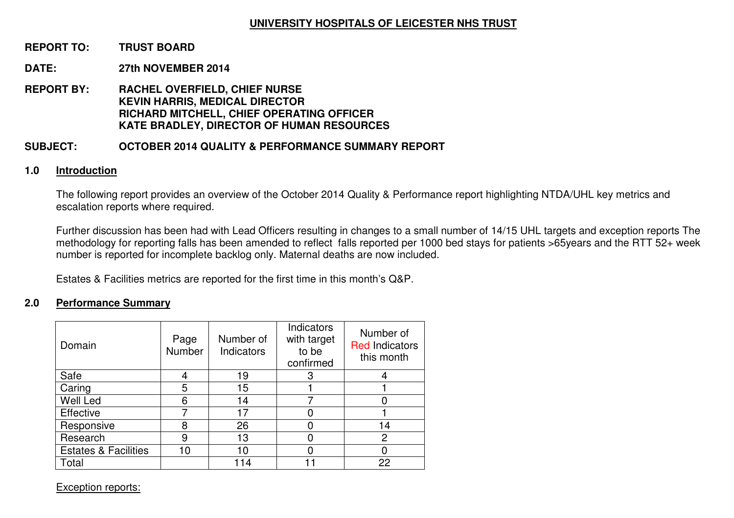# UNIVERSITY HOSPITALS OF LEICESTER NHS TRUST

**REPORT TO:** TRUST BOARD

**DATE:** 27th NOVEMBER 2014

**REPORT BY:** RACHEL OVERFIELD, CHIEF NURSE
KEVIN HARRIS, MEDICAL DIRECTOR
RICHARD MITCHELL, CHIEF OPERATING OFFICER
KATE BRADLEY, DIRECTOR OF HUMAN RESOURCES

**SUBJECT:** OCTOBER 2014 QUALITY & PERFORMANCE SUMMARY REPORT

## 1.0 Introduction

The following report provides an overview of the October 2014 Quality & Performance report highlighting NTDA/UHL key metrics and escalation reports where required.

Further discussion has been had with Lead Officers resulting in changes to a small number of 14/15 UHL targets and exception reports The methodology for reporting falls has been amended to reflect falls reported per 1000 bed stays for patients >65years and the RTT 52+ week number is reported for incomplete backlog only. Maternal deaths are now included.

Estates & Facilities metrics are reported for the first time in this month's Q&P.

## 2.0 Performance Summary

| Domain | Page Number | Number of Indicators | Indicators with target to be confirmed | Number of Red Indicators this month |
|---|---|---|---|---|
| Safe | 4 | 19 | 3 | 4 |
| Caring | 5 | 15 | 1 | 1 |
| Well Led | 6 | 14 | 7 | 0 |
| Effective | 7 | 17 | 0 | 1 |
| Responsive | 8 | 26 | 0 | 14 |
| Research | 9 | 13 | 0 | 2 |
| Estates & Facilities | 10 | 10 | 0 | 0 |
| Total | | 114 | 11 | 22 |

Exception reports: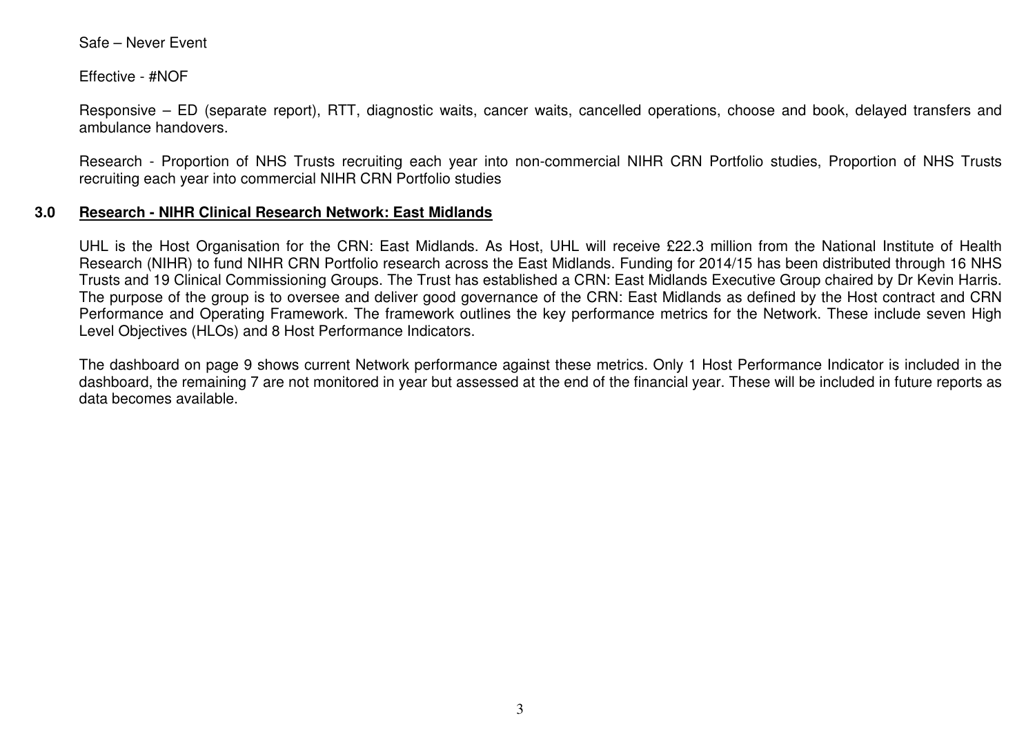Safe – Never Event

Effective - #NOF

Responsive – ED (separate report), RTT, diagnostic waits, cancer waits, cancelled operations, choose and book, delayed transfers and ambulance handovers.

Research - Proportion of NHS Trusts recruiting each year into non-commercial NIHR CRN Portfolio studies, Proportion of NHS Trusts recruiting each year into commercial NIHR CRN Portfolio studies

## 3.0 Research - NIHR Clinical Research Network: East Midlands

UHL is the Host Organisation for the CRN: East Midlands. As Host, UHL will receive £22.3 million from the National Institute of Health Research (NIHR) to fund NIHR CRN Portfolio research across the East Midlands. Funding for 2014/15 has been distributed through 16 NHS Trusts and 19 Clinical Commissioning Groups. The Trust has established a CRN: East Midlands Executive Group chaired by Dr Kevin Harris. The purpose of the group is to oversee and deliver good governance of the CRN: East Midlands as defined by the Host contract and CRN Performance and Operating Framework. The framework outlines the key performance metrics for the Network. These include seven High Level Objectives (HLOs) and 8 Host Performance Indicators.

The dashboard on page 9 shows current Network performance against these metrics. Only 1 Host Performance Indicator is included in the dashboard, the remaining 7 are not monitored in year but assessed at the end of the financial year. These will be included in future reports as data becomes available.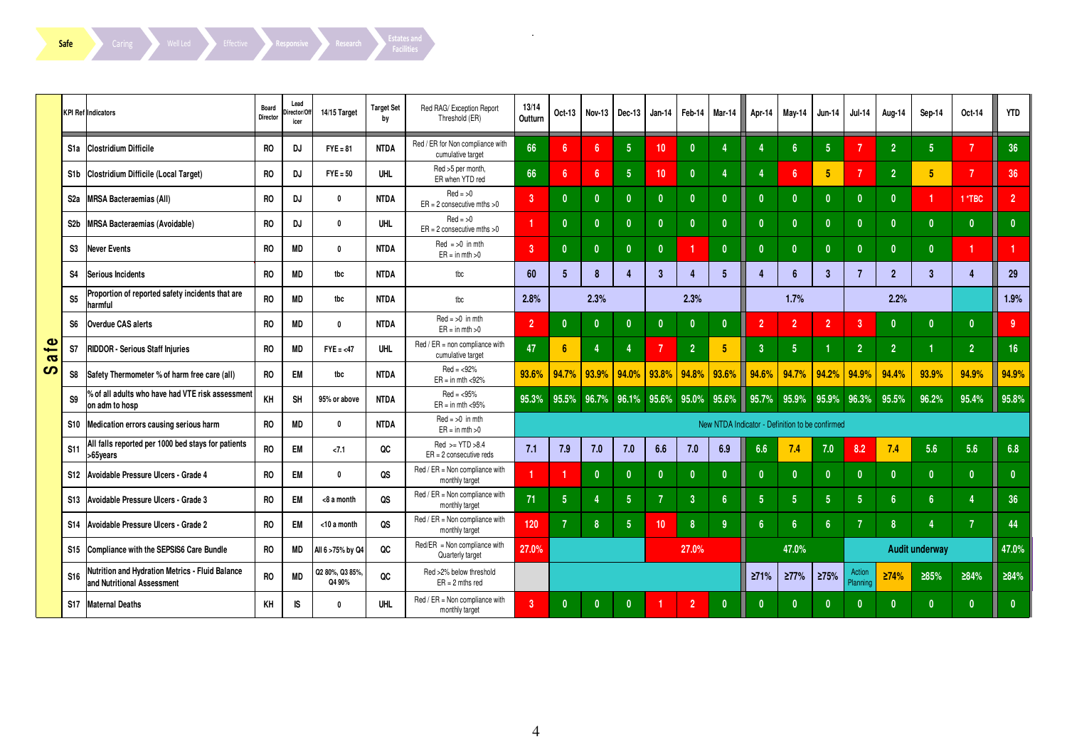Safe | Caring | Well Led | Effective | Responsive | Research | Estates and Facilities

| | KPI Ref | Indicators | Board Director | Lead Director/Officer | 14/15 Target | Target Set by | Red RAG/ Exception Report Threshold (ER) | 13/14 Outturn | Oct-13 | Nov-13 | Dec-13 | Jan-14 | Feb-14 | Mar-14 | Apr-14 | May-14 | Jun-14 | Jul-14 | Aug-14 | Sep-14 | Oct-14 | YTD |
|---|---|---|---|---|---|---|---|---|---|---|---|---|---|---|---|---|---|---|---|---|---|---|
| Safe | S1a | Clostridium Difficile | RO | DJ | FYE = 81 | NTDA | Red / ER for Non compliance with cumulative target | 66 | 6 | 6 | 5 | 10 | 0 | 4 | 4 | 6 | 5 | 7 | 2 | 5 | 7 | 36 |
| | S1b | Clostridium Difficile (Local Target) | RO | DJ | FYE = 50 | UHL | Red >5 per month, ER when YTD red | 66 | 6 | 6 | 5 | 10 | 0 | 4 | 4 | 6 | 5 | 7 | 2 | 5 | 7 | 36 |
| | S2a | MRSA Bacteraemias (All) | RO | DJ | 0 | NTDA | Red = >0 ER = 2 consecutive mths >0 | 3 | 0 | 0 | 0 | 0 | 0 | 0 | 0 | 0 | 0 | 0 | 0 | 1 | 1 *TBC | 2 |
| | S2b | MRSA Bacteraemias (Avoidable) | RO | DJ | 0 | UHL | Red = >0 ER = 2 consecutive mths >0 | 1 | 0 | 0 | 0 | 0 | 0 | 0 | 0 | 0 | 0 | 0 | 0 | 0 | 0 | 0 |
| | S3 | Never Events | RO | MD | 0 | NTDA | Red = >0 in mth ER = in mth >0 | 3 | 0 | 0 | 0 | 0 | 1 | 0 | 0 | 0 | 0 | 0 | 0 | 0 | 1 | 1 |
| | S4 | Serious Incidents | RO | MD | tbc | NTDA | tbc | 60 | 5 | 8 | 4 | 3 | 4 | 5 | 4 | 6 | 3 | 7 | 2 | 3 | 4 | 29 |
| | S5 | Proportion of reported safety incidents that are harmful | RO | MD | tbc | NTDA | tbc | 2.8% | | 2.3% | | | 2.3% | | | 1.7% | | | 2.2% | | | 1.9% |
| | S6 | Overdue CAS alerts | RO | MD | 0 | NTDA | Red = >0 in mth ER = in mth >0 | 2 | 0 | 0 | 0 | 0 | 0 | 0 | 2 | 2 | 2 | 3 | 0 | 0 | 0 | 9 |
| | S7 | RIDDOR - Serious Staff Injuries | RO | MD | FYE = <47 | UHL | Red / ER = non compliance with cumulative target | 47 | 6 | 4 | 4 | 7 | 2 | 5 | 3 | 5 | 1 | 2 | 2 | 1 | 2 | 16 |
| | S8 | Safety Thermometer % of harm free care (all) | RO | EM | tbc | NTDA | Red = <92% ER = in mth <92% | 93.6% | 94.7% | 93.9% | 94.0% | 93.8% | 94.8% | 93.6% | 94.6% | 94.7% | 94.2% | 94.9% | 94.4% | 93.9% | 94.9% | 94.9% |
| | S9 | % of all adults who have had VTE risk assessment on adm to hosp | KH | SH | 95% or above | NTDA | Red = <95% ER = in mth <95% | 95.3% | 95.5% | 96.7% | 96.1% | 95.6% | 95.0% | 95.6% | 95.7% | 95.9% | 95.9% | 96.3% | 95.5% | 96.2% | 95.4% | 95.8% |
| | S10 | Medication errors causing serious harm | RO | MD | 0 | NTDA | Red = >0 in mth ER = in mth >0 | New NTDA Indicator - Definition to be confirmed | | | | | | | | | | | | | | |
| | S11 | All falls reported per 1000 bed stays for patients >65years | RO | EM | <7.1 | QC | Red >= YTD >8.4 ER = 2 consecutive reds | 7.1 | 7.9 | 7.0 | 7.0 | 6.6 | 7.0 | 6.9 | 6.6 | 7.4 | 7.0 | 8.2 | 7.4 | 5.6 | 5.6 | 6.8 |
| | S12 | Avoidable Pressure Ulcers - Grade 4 | RO | EM | 0 | QS | Red / ER = Non compliance with monthly target | 1 | 1 | 0 | 0 | 0 | 0 | 0 | 0 | 0 | 0 | 0 | 0 | 0 | 0 | 0 |
| | S13 | Avoidable Pressure Ulcers - Grade 3 | RO | EM | <8 a month | QS | Red / ER = Non compliance with monthly target | 71 | 5 | 4 | 5 | 7 | 3 | 6 | 5 | 5 | 5 | 5 | 6 | 6 | 4 | 36 |
| | S14 | Avoidable Pressure Ulcers - Grade 2 | RO | EM | <10 a month | QS | Red / ER = Non compliance with monthly target | 120 | 7 | 8 | 5 | 10 | 8 | 9 | 6 | 6 | 6 | 7 | 8 | 4 | 7 | 44 |
| | S15 | Compliance with the SEPSIS6 Care Bundle | RO | MD | All 6 >75% by Q4 | QC | Red/ER = Non compliance with Quarterly target | 27.0% | | | | | 27.0% | | | 47.0% | | | Audit underway | | | 47.0% |
| | S16 | Nutrition and Hydration Metrics - Fluid Balance and Nutritional Assessment | RO | MD | Q2 80%, Q3 85%, Q4 90% | QC | Red >2% below threshold ER = 2 mths red | | | | | | | | ≥71% | ≥77% | ≥75% | Action Planning | ≥74% | ≥85% | ≥84% | ≥84% |
| | S17 | Maternal Deaths | KH | IS | 0 | UHL | Red / ER = Non compliance with monthly target | 3 | 0 | 0 | 0 | 1 | 2 | 0 | 0 | 0 | 0 | 0 | 0 | 0 | 0 | 0 |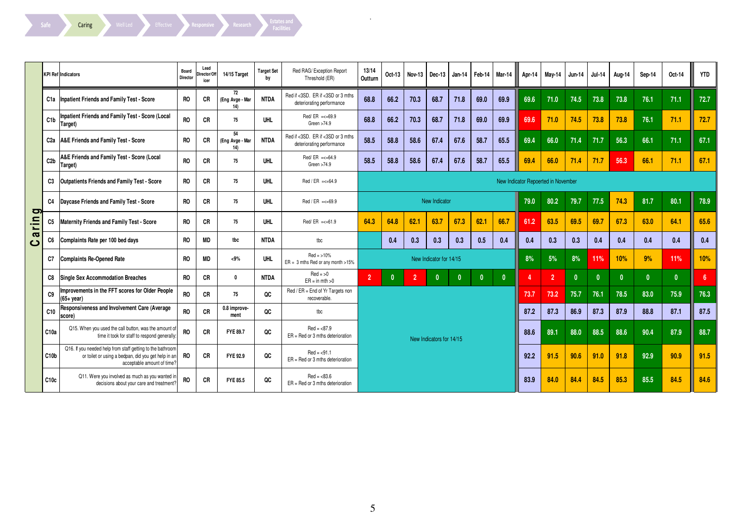Safe | Caring | Well Led | Effective | Responsive | Research | Estates and Facilities

## Caring

| KPI Ref | Indicators | Board Director | Lead Director/Officer | 14/15 Target | Target Set by | Red RAG/ Exception Report Threshold (ER) | 13/14 Outturn | Oct-13 | Nov-13 | Dec-13 | Jan-14 | Feb-14 | Mar-14 | Apr-14 | May-14 | Jun-14 | Jul-14 | Aug-14 | Sep-14 | Oct-14 | YTD |
|---|---|---|---|---|---|---|---|---|---|---|---|---|---|---|---|---|---|---|---|---|---|
| C1a | Inpatient Friends and Family Test - Score | RO | CR | 72 (Eng Avge - Mar 14) | NTDA | Red if <3SD. ER if <3SD or 3 mths deteriorating performance | 68.8 | 66.2 | 70.3 | 68.7 | 71.8 | 69.0 | 69.9 | 69.6 | 71.0 | 74.5 | 73.8 | 73.8 | 76.1 | 71.1 | 72.7 |
| C1b | Inpatient Friends and Family Test - Score (Local Target) | RO | CR | 75 | UHL | Red/ ER =<=69.9 Green >74.9 | 68.8 | 66.2 | 70.3 | 68.7 | 71.8 | 69.0 | 69.9 | 69.6 | 71.0 | 74.5 | 73.8 | 73.8 | 76.1 | 71.1 | 72.7 |
| C2a | A&E Friends and Family Test - Score | RO | CR | 54 (Eng Avge - Mar 14) | NTDA | Red if <3SD. ER if <3SD or 3 mths deteriorating performance | 58.5 | 58.8 | 58.6 | 67.4 | 67.6 | 58.7 | 65.5 | 69.4 | 66.0 | 71.4 | 71.7 | 56.3 | 66.1 | 71.1 | 67.1 |
| C2b | A&E Friends and Family Test - Score (Local Target) | RO | CR | 75 | UHL | Red/ ER =<=64.9 Green >74.9 | 58.5 | 58.8 | 58.6 | 67.4 | 67.6 | 58.7 | 65.5 | 69.4 | 66.0 | 71.4 | 71.7 | 56.3 | 66.1 | 71.1 | 67.1 |
| C3 | Outpatients Friends and Family Test - Score | RO | CR | 75 | UHL | Red / ER =<=64.9 | New Indicator Repoerted in November | | | | | | | | | | | | | | |
| C4 | Daycase Friends and Family Test - Score | RO | CR | 75 | UHL | Red / ER =<=69.9 | New Indicator | | | | | | | 79.0 | 80.2 | 79.7 | 77.5 | 74.3 | 81.7 | 80.1 | 78.9 |
| C5 | Maternity Friends and Family Test - Score | RO | CR | 75 | UHL | Red/ ER =<=61.9 | 64.3 | 64.8 | 62.1 | 63.7 | 67.3 | 62.1 | 66.7 | 61.2 | 63.5 | 69.5 | 69.7 | 67.3 | 63.0 | 64.1 | 65.6 |
| C6 | Complaints Rate per 100 bed days | RO | MD | tbc | NTDA | tbc | | 0.4 | 0.3 | 0.3 | 0.3 | 0.5 | 0.4 | 0.4 | 0.3 | 0.3 | 0.4 | 0.4 | 0.4 | 0.4 | 0.4 |
| C7 | Complaints Re-Opened Rate | RO | MD | <9% | UHL | Red = >10% ER = 3 mths Red or any month >15% | New Indicator for 14/15 | | | | | | | 8% | 5% | 8% | 11% | 10% | 9% | 11% | 10% |
| C8 | Single Sex Accommodation Breaches | RO | CR | 0 | NTDA | Red = >0 ER = in mth >0 | 2 | 0 | 2 | 0 | 0 | 0 | 0 | 4 | 2 | 0 | 0 | 0 | 0 | 0 | 6 |
| C9 | Improvements in the FFT scores for Older People (65+ year) | RO | CR | 75 | QC | Red / ER = End of Yr Targets non recoverable. | New Indicators for 14/15 | | | | | | | 73.7 | 73.2 | 75.7 | 76.1 | 78.5 | 83.0 | 75.9 | 76.3 |
| C10 | Responsiveness and Involvement Care (Average score) | RO | CR | 0.8 improvement | QC | tbc | | | | | | | | 87.2 | 87.3 | 86.9 | 87.3 | 87.9 | 88.8 | 87.1 | 87.5 |
| C10a | Q15. When you used the call button, was the amount of time it took for staff to respond generally: | RO | CR | FYE 89.7 | QC | Red = <87.9 ER = Red or 3 mths deterioration | | | | | | | | 88.6 | 89.1 | 88.0 | 88.5 | 88.6 | 90.4 | 87.9 | 88.7 |
| C10b | Q16. If you needed help from staff getting to the bathroom or toilet or using a bedpan, did you get help in an acceptable amount of time? | RO | CR | FYE 92.9 | QC | Red = <91.1 ER = Red or 3 mths deterioration | | | | | | | | 92.2 | 91.5 | 90.6 | 91.0 | 91.8 | 92.9 | 90.9 | 91.5 |
| C10c | Q11. Were you involved as much as you wanted in decisions about your care and treatment? | RO | CR | FYE 85.5 | QC | Red = <83.6 ER = Red or 3 mths deterioration | | | | | | | | 83.9 | 84.0 | 84.4 | 84.5 | 85.3 | 85.5 | 84.5 | 84.6 |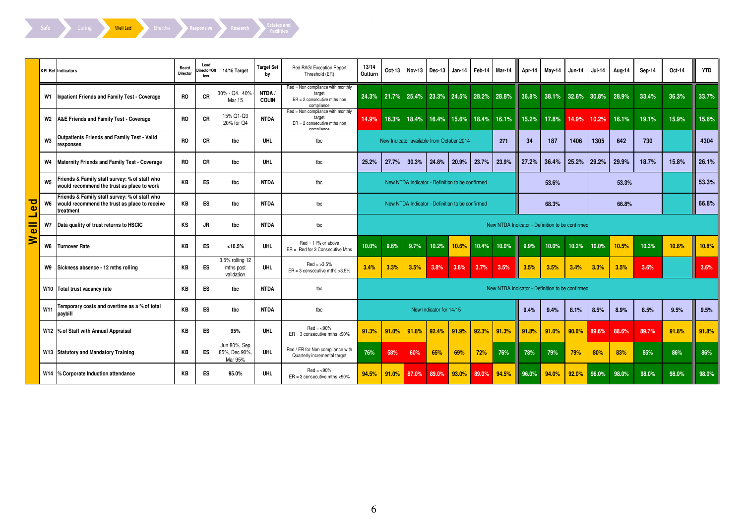Safe | Caring | Well Led | Effective | Responsive | Research | Estates and Facilities

| | KPI Ref | Indicators | Board Director | Lead Director/Officer | 14/15 Target | Target Set by | Red RAG/ Exception Report Threshold (ER) | 13/14 Outturn | Oct-13 | Nov-13 | Dec-13 | Jan-14 | Feb-14 | Mar-14 | Apr-14 | May-14 | Jun-14 | Jul-14 | Aug-14 | Sep-14 | Oct-14 | YTD |
|---|---|---|---|---|---|---|---|---|---|---|---|---|---|---|---|---|---|---|---|---|---|---|
| Well Led | W1 | Inpatient Friends and Family Test - Coverage | RO | CR | 30% - Q4. 40% - Mar 15 | NTDA / CQUIN | Red = Non compliance with monthly target ER = 2 consecutive mths non compliance | 24.3% | 21.7% | 25.4% | 23.3% | 24.5% | 28.2% | 28.8% | 36.8% | 38.1% | 32.6% | 30.8% | 28.9% | 33.4% | 36.3% | 33.7% |
| | W2 | A&E Friends and Family Test - Coverage | RO | CR | 15% Q1-Q3 20% for Q4 | NTDA | Red = Non compliance with monthly target ER = 2 consecutive mths non compliance | 14.9% | 16.3% | 18.4% | 16.4% | 15.6% | 18.4% | 16.1% | 15.2% | 17.8% | 14.9% | 10.2% | 16.1% | 19.1% | 15.9% | 15.6% |
| | W3 | Outpatients Friends and Family Test - Valid responses | RO | CR | tbc | UHL | tbc | New Indicator available from October 2014 | | | | | | 271 | 34 | 187 | 1406 | 1305 | 642 | 730 | | 4304 |
| | W4 | Maternity Friends and Family Test - Coverage | RO | CR | tbc | UHL | tbc | 25.2% | 27.7% | 30.3% | 24.8% | 20.9% | 23.7% | 23.9% | 27.2% | 36.4% | 25.2% | 29.2% | 29.9% | 18.7% | 15.8% | 26.1% |
| | W5 | Friends & Family staff survey: % of staff who would recommend the trust as place to work | KB | ES | tbc | NTDA | tbc | New NTDA Indicator - Definition to be confirmed | | | | | | | 53.6% | | | 53.3% | | | | 53.3% |
| | W6 | Friends & Family staff survey: % of staff who would recommend the trust as place to receive treatment | KB | ES | tbc | NTDA | tbc | New NTDA Indicator - Definition to be confirmed | | | | | | | 68.3% | | | 66.8% | | | | 66.8% |
| | W7 | Data quality of trust returns to HSCIC | KS | JR | tbc | NTDA | tbc | New NTDA Indicator - Definition to be confirmed | | | | | | | | | | | | | | |
| | W8 | Turnover Rate | KB | ES | <10.5% | UHL | Red = 11% or above ER = Red for 3 Consecutive Mths | 10.0% | 9.6% | 9.7% | 10.2% | 10.6% | 10.4% | 10.0% | 9.9% | 10.0% | 10.2% | 10.0% | 10.5% | 10.3% | 10.8% | 10.8% |
| | W9 | Sickness absence - 12 mths rolling | KB | ES | 3.5% rolling 12 mths post validation | UHL | Red = >3.5% ER = 3 consecutive mths >3.5% | 3.4% | 3.3% | 3.5% | 3.8% | 3.8% | 3.7% | 3.5% | 3.5% | 3.5% | 3.4% | 3.3% | 3.5% | 3.6% | | 3.6% |
| | W10 | Total trust vacancy rate | KB | ES | tbc | NTDA | tbc | New NTDA Indicator - Definition to be confirmed | | | | | | | | | | | | | | |
| | W11 | Temporary costs and overtime as a % of total paybill | KB | ES | tbc | NTDA | tbc | New Indicator for 14/15 | | | | | | | 9.4% | 9.4% | 8.1% | 8.5% | 8.9% | 8.5% | 9.5% | 9.5% |
| | W12 | % of Staff with Annual Appraisal | KB | ES | 95% | UHL | Red = <90% ER = 3 consecutive mths <90% | 91.3% | 91.0% | 91.8% | 92.4% | 91.9% | 92.3% | 91.3% | 91.8% | 91.0% | 90.6% | 89.6% | 88.6% | 89.7% | 91.8% | 91.8% |
| | W13 | Statutory and Mandatory Training | KB | ES | Jun 80%, Sep 85%, Dec 90%, Mar 95% | UHL | Red / ER for Non compliance with Quarterly incremental target | 76% | 58% | 60% | 65% | 69% | 72% | 76% | 78% | 79% | 79% | 80% | 83% | 85% | 86% | 86% |
| | W14 | % Corporate Induction attendance | KB | ES | 95.0% | UHL | Red = <90% ER = 3 consecutive mths <90% | 94.5% | 91.0% | 87.0% | 89.0% | 93.0% | 89.0% | 94.5% | 96.0% | 94.0% | 92.0% | 96.0% | 98.0% | 98.0% | 98.0% | 98.0% |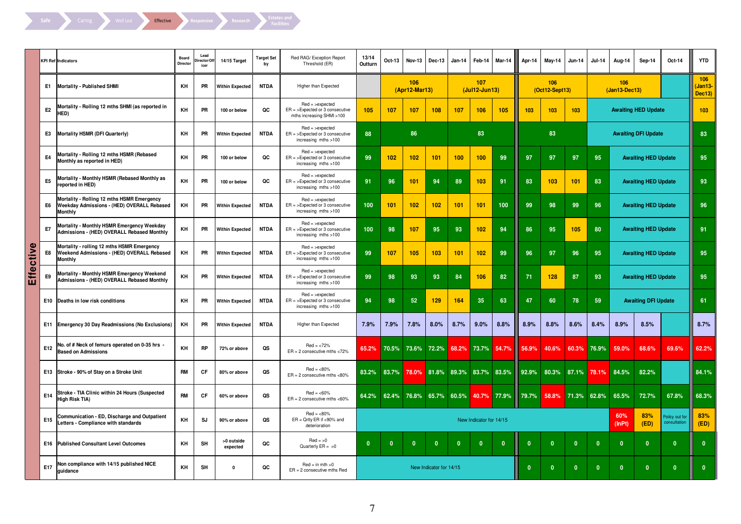Safe | Caring | Well Led | Effective | Responsive | Research | Estates and Facilities

## Effective

| KPI Ref | Indicators | Board Director | Lead Director/Officer | 14/15 Target | Target Set by | Red RAG/ Exception Report Threshold (ER) | 13/14 Outturn | Oct-13 | Nov-13 | Dec-13 | Jan-14 | Feb-14 | Mar-14 | Apr-14 | May-14 | Jun-14 | Jul-14 | Aug-14 | Sep-14 | Oct-14 | YTD |
|---|---|---|---|---|---|---|---|---|---|---|---|---|---|---|---|---|---|---|---|---|---|
| E1 | Mortality - Published SHMI | KH | PR | Within Expected | NTDA | Higher than Expected | | 106 (Apr12-Mar13) | | | 107 (Jul12-Jun13) | | | 106 (Oct12-Sept13) | | | 106 (Jan13-Dec13) | | | | 106 (Jan13-Dec13) |
| E2 | Mortality - Rolling 12 mths SHMI (as reported in HED) | KH | PR | 100 or below | QC | Red = >expected ER = >Expected or 3 consecutive mths increasing SHMI >100 | 105 | 107 | 107 | 108 | 107 | 106 | 105 | 103 | 103 | 103 | Awaiting HED Update | | | | 103 |
| E3 | Mortality HSMR (DFI Quarterly) | KH | PR | Within Expected | NTDA | Red = >expected ER = >Expected or 3 consecutive increasing mths >100 | 88 | 86 | | | 83 | | | 83 | | | Awaiting DFI Update | | | | 83 |
| E4 | Mortality - Rolling 12 mths HSMR (Rebased Monthly as reported in HED) | KH | PR | 100 or below | QC | Red = >expected ER = >Expected or 3 consecutive increasing mths >100 | 99 | 102 | 102 | 101 | 100 | 100 | 99 | 97 | 97 | 97 | 95 | Awaiting HED Update | | | 95 |
| E5 | Mortality - Monthly HSMR (Rebased Monthly as reported in HED) | KH | PR | 100 or below | QC | Red = >expected ER = >Expected or 3 consecutive increasing mths >100 | 91 | 96 | 101 | 94 | 89 | 103 | 91 | 83 | 103 | 101 | 83 | Awaiting HED Update | | | 93 |
| E6 | Mortality - Rolling 12 mths HSMR Emergency Weekday Admissions - (HED) OVERALL Rebased Monthly | KH | PR | Within Expected | NTDA | Red = >expected ER = >Expected or 3 consecutive increasing mths >100 | 100 | 101 | 102 | 102 | 101 | 101 | 100 | 99 | 98 | 99 | 96 | Awaiting HED Update | | | 96 |
| E7 | Mortality - Monthly HSMR Emergency Weekday Admissions - (HED) OVERALL Rebased Monthly | KH | PR | Within Expected | NTDA | Red = >expected ER = >Expected or 3 consecutive increasing mths >100 | 100 | 98 | 107 | 95 | 93 | 102 | 94 | 86 | 95 | 105 | 80 | Awaiting HED Update | | | 91 |
| E8 | Mortality - rolling 12 mths HSMR Emergency Weekend Admissions - (HED) OVERALL Rebased Monthly | KH | PR | Within Expected | NTDA | Red = >expected ER = >Expected or 3 consecutive increasing mths >100 | 99 | 107 | 105 | 103 | 101 | 102 | 99 | 96 | 97 | 96 | 95 | Awaiting HED Update | | | 95 |
| E9 | Mortality - Monthly HSMR Emergency Weekend Admissions - (HED) OVERALL Rebased Monthly | KH | PR | Within Expected | NTDA | Red = >expected ER = >Expected or 3 consecutive increasing mths >100 | 99 | 98 | 93 | 93 | 84 | 106 | 82 | 71 | 128 | 87 | 93 | Awaiting HED Update | | | 95 |
| E10 | Deaths in low risk conditions | KH | PR | Within Expected | NTDA | Red = >expected ER = >Expected or 3 consecutive increasing mths >100 | 94 | 98 | 52 | 129 | 164 | 35 | 63 | 47 | 60 | 78 | 59 | Awaiting DFI Update | | | 61 |
| E11 | Emergency 30 Day Readmissions (No Exclusions) | KH | PR | Within Expected | NTDA | Higher than Expected | 7.9% | 7.9% | 7.8% | 8.0% | 8.7% | 9.0% | 8.8% | 8.9% | 8.8% | 8.6% | 8.4% | 8.9% | 8.5% | | 8.7% |
| E12 | No. of # Neck of femurs operated on 0-35 hrs - Based on Admissions | KH | RP | 72% or above | QS | Red = <72% ER = 2 consecutive mths <72% | 65.2% | 70.5% | 73.6% | 72.2% | 68.2% | 73.7% | 54.7% | 56.9% | 40.6% | 60.3% | 76.9% | 59.0% | 68.6% | 69.6% | 62.2% |
| E13 | Stroke - 90% of Stay on a Stroke Unit | RM | CF | 80% or above | QS | Red = <80% ER = 2 consecutive mths <80% | 83.2% | 83.7% | 78.0% | 81.8% | 89.3% | 83.7% | 83.5% | 92.9% | 80.3% | 87.1% | 78.1% | 84.5% | 82.2% | | 84.1% |
| E14 | Stroke - TIA Clinic within 24 Hours (Suspected High Risk TIA) | RM | CF | 60% or above | QS | Red = <60% ER = 2 consecutive mths <60% | 64.2% | 62.4% | 76.8% | 65.7% | 60.5% | 40.7% | 77.9% | 79.7% | 58.8% | 71.3% | 62.8% | 65.5% | 72.7% | 67.8% | 68.3% |
| E15 | Communication - ED, Discharge and Outpatient Letters - Compliance with standards | KH | SJ | 90% or above | QS | Red = <80% ER = Qrtly ER if <90% and deterioration | New Indicator for 14/15 | | | | | | | | | | | 60% (InPt) | 83% (ED) | Policy out for consultation | 83% (ED) |
| E16 | Published Consultant Level Outcomes | KH | SH | >0 outside expected | QC | Red = >0 Quarterly ER = >0 | 0 | 0 | 0 | 0 | 0 | 0 | 0 | 0 | 0 | 0 | 0 | 0 | 0 | 0 | 0 |
| E17 | Non compliance with 14/15 published NICE guidance | KH | SH | 0 | QC | Red = in mth >0 ER = 2 consecutive mths Red | New Indicator for 14/15 | | | | | | | 0 | 0 | 0 | 0 | 0 | 0 | 0 | 0 |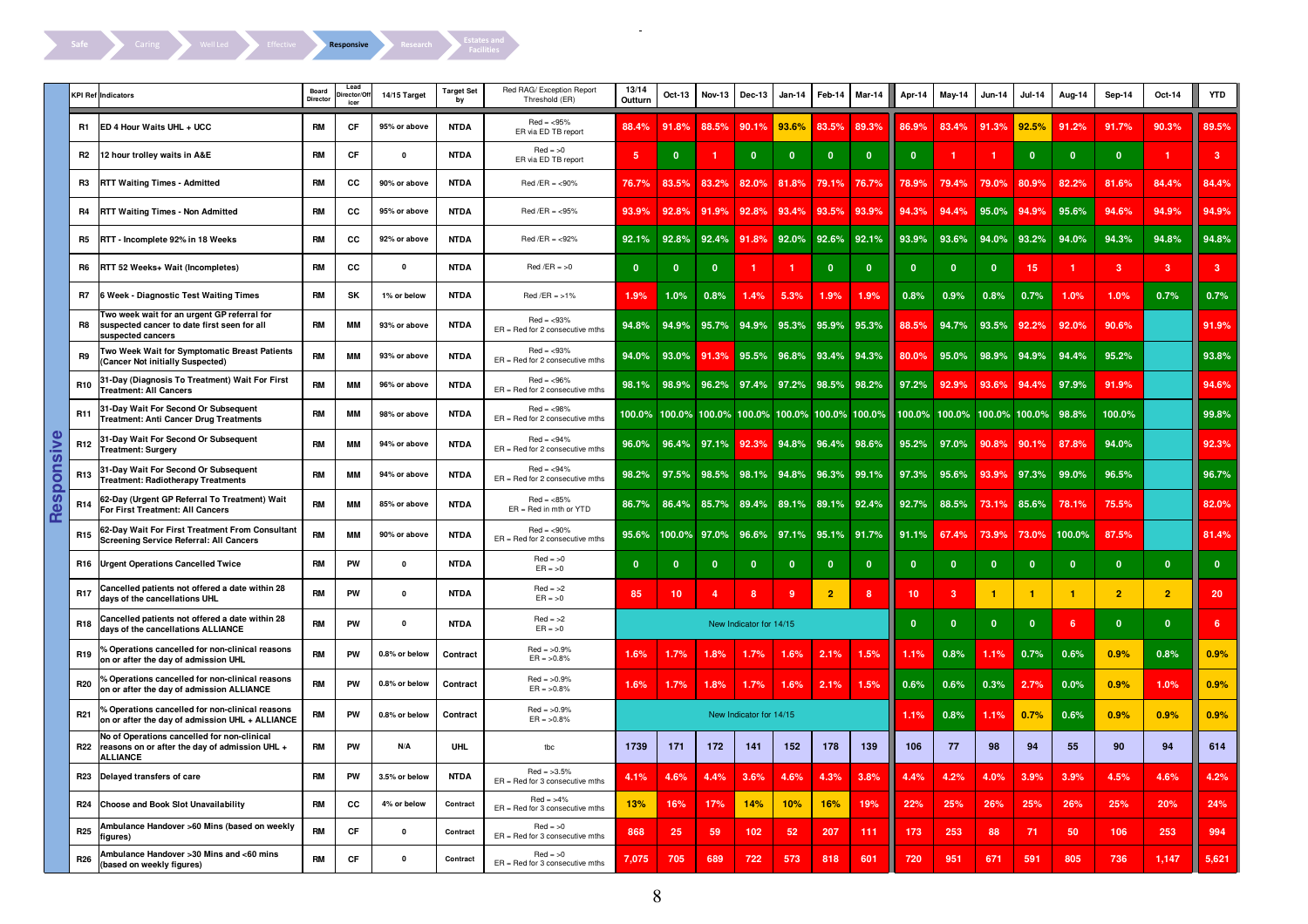Safe | Caring | Well Led | Effective | **Responsive** | Research | Estates and Facilities

## Responsive

| KPI Ref | Indicators | Board Director | Lead Director/Officer | 14/15 Target | Target Set by | Red RAG/ Exception Report Threshold (ER) | 13/14 Outturn | Oct-13 | Nov-13 | Dec-13 | Jan-14 | Feb-14 | Mar-14 | Apr-14 | May-14 | Jun-14 | Jul-14 | Aug-14 | Sep-14 | Oct-14 | YTD |
|---|---|---|---|---|---|---|---|---|---|---|---|---|---|---|---|---|---|---|---|---|---|
| R1 | ED 4 Hour Waits UHL + UCC | RM | CF | 95% or above | NTDA | Red = <95% ER via ED TB report | 88.4% | 91.8% | 88.5% | 90.1% | 93.6% | 83.5% | 89.3% | 86.9% | 83.4% | 91.3% | 92.5% | 91.2% | 91.7% | 90.3% | 89.5% |
| R2 | 12 hour trolley waits in A&E | RM | CF | 0 | NTDA | Red = >0 ER via ED TB report | 5 | 0 | 1 | 0 | 0 | 0 | 0 | 0 | 1 | 1 | 0 | 0 | 0 | 1 | 3 |
| R3 | RTT Waiting Times - Admitted | RM | CC | 90% or above | NTDA | Red /ER = <90% | 76.7% | 83.5% | 83.2% | 82.0% | 81.8% | 79.1% | 76.7% | 78.9% | 79.4% | 79.0% | 80.9% | 82.2% | 81.6% | 84.4% | 84.4% |
| R4 | RTT Waiting Times - Non Admitted | RM | CC | 95% or above | NTDA | Red /ER = <95% | 93.9% | 92.8% | 91.9% | 92.8% | 93.4% | 93.5% | 93.9% | 94.3% | 94.4% | 95.0% | 94.9% | 95.6% | 94.6% | 94.9% | 94.9% |
| R5 | RTT - Incomplete 92% in 18 Weeks | RM | CC | 92% or above | NTDA | Red /ER = <92% | 92.1% | 92.8% | 92.4% | 91.8% | 92.0% | 92.6% | 92.1% | 93.9% | 93.6% | 94.0% | 93.2% | 94.0% | 94.3% | 94.8% | 94.8% |
| R6 | RTT 52 Weeks+ Wait (Incompletes) | RM | CC | 0 | NTDA | Red /ER = >0 | 0 | 0 | 0 | 1 | 1 | 0 | 0 | 0 | 0 | 0 | 15 | 1 | 3 | 3 | 3 |
| R7 | 6 Week - Diagnostic Test Waiting Times | RM | SK | 1% or below | NTDA | Red /ER = >1% | 1.9% | 1.0% | 0.8% | 1.4% | 5.3% | 1.9% | 1.9% | 0.8% | 0.9% | 0.8% | 0.7% | 1.0% | 1.0% | 0.7% | 0.7% |
| R8 | Two week wait for an urgent GP referral for suspected cancer to date first seen for all suspected cancers | RM | MM | 93% or above | NTDA | Red = <93% ER = Red for 2 consecutive mths | 94.8% | 94.9% | 95.7% | 94.9% | 95.3% | 95.9% | 95.3% | 88.5% | 94.7% | 93.5% | 92.2% | 92.0% | 90.6% | | 91.9% |
| R9 | Two Week Wait for Symptomatic Breast Patients (Cancer Not initially Suspected) | RM | MM | 93% or above | NTDA | Red = <93% ER = Red for 2 consecutive mths | 94.0% | 93.0% | 91.3% | 95.5% | 96.8% | 93.4% | 94.3% | 80.0% | 95.0% | 98.9% | 94.9% | 94.4% | 95.2% | | 93.8% |
| R10 | 31-Day (Diagnosis To Treatment) Wait For First Treatment: All Cancers | RM | MM | 96% or above | NTDA | Red = <96% ER = Red for 2 consecutive mths | 98.1% | 98.9% | 96.2% | 97.4% | 97.2% | 98.5% | 98.2% | 97.2% | 92.9% | 93.6% | 94.4% | 97.9% | 91.9% | | 94.6% |
| R11 | 31-Day Wait For Second Or Subsequent Treatment: Anti Cancer Drug Treatments | RM | MM | 98% or above | NTDA | Red = <98% ER = Red for 2 consecutive mths | 100.0% | 100.0% | 100.0% | 100.0% | 100.0% | 100.0% | 100.0% | 100.0% | 100.0% | 100.0% | 100.0% | 98.8% | 100.0% | | 99.8% |
| R12 | 31-Day Wait For Second Or Subsequent Treatment: Surgery | RM | MM | 94% or above | NTDA | Red = <94% ER = Red for 2 consecutive mths | 96.0% | 96.4% | 97.1% | 92.3% | 94.8% | 96.4% | 98.6% | 95.2% | 97.0% | 90.8% | 90.1% | 87.8% | 94.0% | | 92.3% |
| R13 | 31-Day Wait For Second Or Subsequent Treatment: Radiotherapy Treatments | RM | MM | 94% or above | NTDA | Red = <94% ER = Red for 2 consecutive mths | 98.2% | 97.5% | 98.5% | 98.1% | 94.8% | 96.3% | 99.1% | 97.3% | 95.6% | 93.9% | 97.3% | 99.0% | 96.5% | | 96.7% |
| R14 | 62-Day (Urgent GP Referral To Treatment) Wait For First Treatment: All Cancers | RM | MM | 85% or above | NTDA | Red = <85% ER = Red in mth or YTD | 86.7% | 86.4% | 85.7% | 89.4% | 89.1% | 89.1% | 92.4% | 92.7% | 88.5% | 73.1% | 85.6% | 78.1% | 75.5% | | 82.0% |
| R15 | 62-Day Wait For First Treatment From Consultant Screening Service Referral: All Cancers | RM | MM | 90% or above | NTDA | Red = <90% ER = Red for 2 consecutive mths | 95.6% | 100.0% | 97.0% | 96.6% | 97.1% | 95.1% | 91.7% | 91.1% | 67.4% | 73.9% | 73.0% | 100.0% | 87.5% | | 81.4% |
| R16 | Urgent Operations Cancelled Twice | RM | PW | 0 | NTDA | Red = >0 ER = >0 | 0 | 0 | 0 | 0 | 0 | 0 | 0 | 0 | 0 | 0 | 0 | 0 | 0 | 0 | 0 |
| R17 | Cancelled patients not offered a date within 28 days of the cancellations UHL | RM | PW | 0 | NTDA | Red = >2 ER = >0 | 85 | 10 | 4 | 8 | 9 | 2 | 8 | 10 | 3 | 1 | 1 | 1 | 2 | 2 | 20 |
| R18 | Cancelled patients not offered a date within 28 days of the cancellations ALLIANCE | RM | PW | 0 | NTDA | Red = >2 ER = >0 | New Indicator for 14/15 | | | | | | | 0 | 0 | 0 | 0 | 6 | 0 | 0 | 6 |
| R19 | % Operations cancelled for non-clinical reasons on or after the day of admission UHL | RM | PW | 0.8% or below | Contract | Red = >0.9% ER = >0.8% | 1.6% | 1.7% | 1.8% | 1.7% | 1.6% | 2.1% | 1.5% | 1.1% | 0.8% | 1.1% | 0.7% | 0.6% | 0.9% | 0.8% | 0.9% |
| R20 | % Operations cancelled for non-clinical reasons on or after the day of admission ALLIANCE | RM | PW | 0.8% or below | Contract | Red = >0.9% ER = >0.8% | 1.6% | 1.7% | 1.8% | 1.7% | 1.6% | 2.1% | 1.5% | 0.6% | 0.6% | 0.3% | 2.7% | 0.0% | 0.9% | 1.0% | 0.9% |
| R21 | % Operations cancelled for non-clinical reasons on or after the day of admission UHL + ALLIANCE | RM | PW | 0.8% or below | Contract | Red = >0.9% ER = >0.8% | New Indicator for 14/15 | | | | | | | 1.1% | 0.8% | 1.1% | 0.7% | 0.6% | 0.9% | 0.9% | 0.9% |
| R22 | No of Operations cancelled for non-clinical reasons on or after the day of admission UHL + ALLIANCE | RM | PW | N/A | UHL | tbc | 1739 | 171 | 172 | 141 | 152 | 178 | 139 | 106 | 77 | 98 | 94 | 55 | 90 | 94 | 614 |
| R23 | Delayed transfers of care | RM | PW | 3.5% or below | NTDA | Red = >3.5% ER = Red for 3 consecutive mths | 4.1% | 4.6% | 4.4% | 3.6% | 4.6% | 4.3% | 3.8% | 4.4% | 4.2% | 4.0% | 3.9% | 3.9% | 4.5% | 4.6% | 4.2% |
| R24 | Choose and Book Slot Unavailability | RM | CC | 4% or below | Contract | Red = >4% ER = Red for 3 consecutive mths | 13% | 16% | 17% | 14% | 10% | 16% | 19% | 22% | 25% | 26% | 25% | 26% | 25% | 20% | 24% |
| R25 | Ambulance Handover >60 Mins (based on weekly figures) | RM | CF | 0 | Contract | Red = >0 ER = Red for 3 consecutive mths | 868 | 25 | 59 | 102 | 52 | 207 | 111 | 173 | 253 | 88 | 71 | 50 | 106 | 253 | 994 |
| R26 | Ambulance Handover >30 Mins and <60 mins (based on weekly figures) | RM | CF | 0 | Contract | Red = >0 ER = Red for 3 consecutive mths | 7,075 | 705 | 689 | 722 | 573 | 818 | 601 | 720 | 951 | 671 | 591 | 805 | 736 | 1,147 | 5,621 |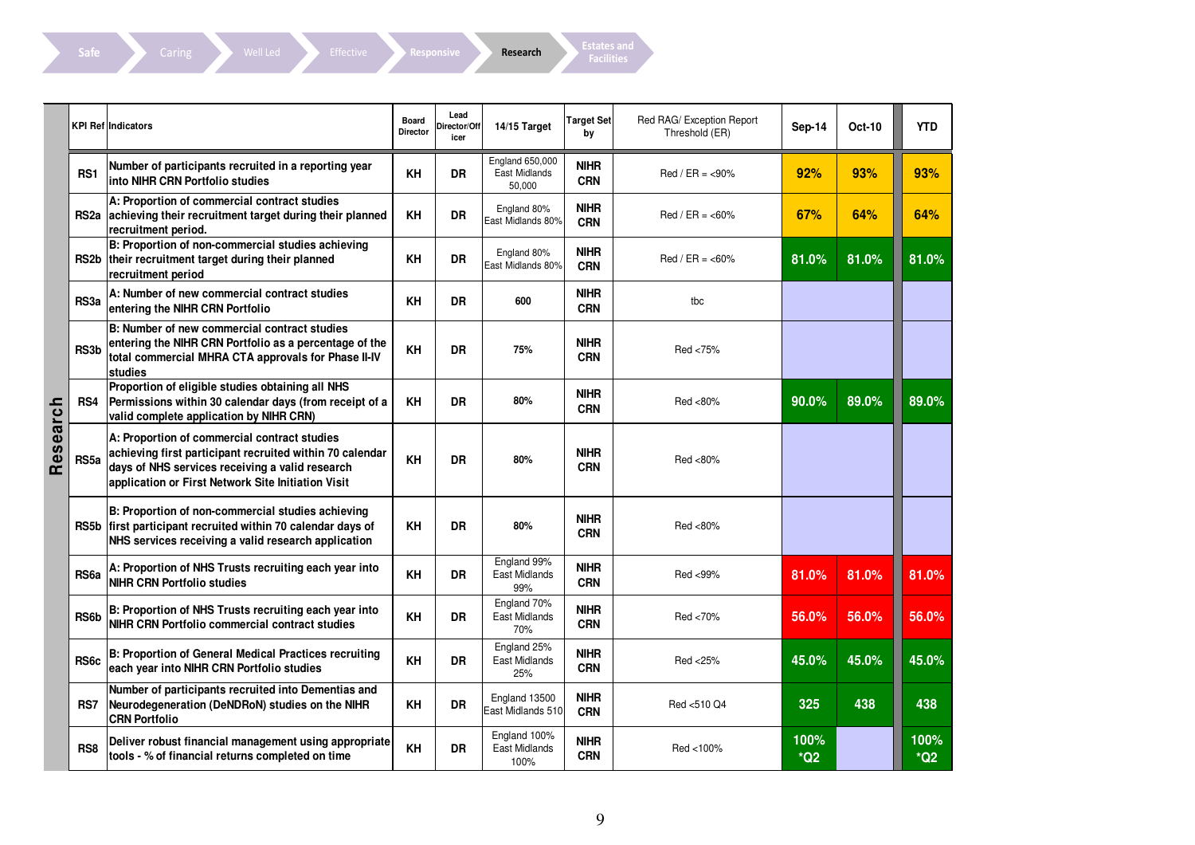Safe | Caring | Well Led | Effective | Responsive | **Research** | Estates and Facilities

| | KPI Ref | Indicators | Board Director | Lead Director/Officer | 14/15 Target | Target Set by | Red RAG/ Exception Report Threshold (ER) | Sep-14 | Oct-10 | YTD |
|---|---|---|---|---|---|---|---|---|---|---|
| Research | RS1 | Number of participants recruited in a reporting year into NIHR CRN Portfolio studies | KH | DR | England 650,000 East Midlands 50,000 | NIHR CRN | Red / ER = <90% | 92% | 93% | 93% |
| | RS2a | A: Proportion of commercial contract studies achieving their recruitment target during their planned recruitment period. | KH | DR | England 80% East Midlands 80% | NIHR CRN | Red / ER = <60% | 67% | 64% | 64% |
| | RS2b | B: Proportion of non-commercial studies achieving their recruitment target during their planned recruitment period | KH | DR | England 80% East Midlands 80% | NIHR CRN | Red / ER = <60% | 81.0% | 81.0% | 81.0% |
| | RS3a | A: Number of new commercial contract studies entering the NIHR CRN Portfolio | KH | DR | 600 | NIHR CRN | tbc | | | |
| | RS3b | B: Number of new commercial contract studies entering the NIHR CRN Portfolio as a percentage of the total commercial MHRA CTA approvals for Phase II-IV studies | KH | DR | 75% | NIHR CRN | Red <75% | | | |
| | RS4 | Proportion of eligible studies obtaining all NHS Permissions within 30 calendar days (from receipt of a valid complete application by NIHR CRN) | KH | DR | 80% | NIHR CRN | Red <80% | 90.0% | 89.0% | 89.0% |
| | RS5a | A: Proportion of commercial contract studies achieving first participant recruited within 70 calendar days of NHS services receiving a valid research application or First Network Site Initiation Visit | KH | DR | 80% | NIHR CRN | Red <80% | | | |
| | RS5b | B: Proportion of non-commercial studies achieving first participant recruited within 70 calendar days of NHS services receiving a valid research application | KH | DR | 80% | NIHR CRN | Red <80% | | | |
| | RS6a | A: Proportion of NHS Trusts recruiting each year into NIHR CRN Portfolio studies | KH | DR | England 99% East Midlands 99% | NIHR CRN | Red <99% | 81.0% | 81.0% | 81.0% |
| | RS6b | B: Proportion of NHS Trusts recruiting each year into NIHR CRN Portfolio commercial contract studies | KH | DR | England 70% East Midlands 70% | NIHR CRN | Red <70% | 56.0% | 56.0% | 56.0% |
| | RS6c | B: Proportion of General Medical Practices recruiting each year into NIHR CRN Portfolio studies | KH | DR | England 25% East Midlands 25% | NIHR CRN | Red <25% | 45.0% | 45.0% | 45.0% |
| | RS7 | Number of participants recruited into Dementias and Neurodegeneration (DeNDRoN) studies on the NIHR CRN Portfolio | KH | DR | England 13500 East Midlands 510 | NIHR CRN | Red <510 Q4 | 325 | 438 | 438 |
| | RS8 | Deliver robust financial management using appropriate tools - % of financial returns completed on time | KH | DR | England 100% East Midlands 100% | NIHR CRN | Red <100% | 100% *Q2 | | 100% *Q2 |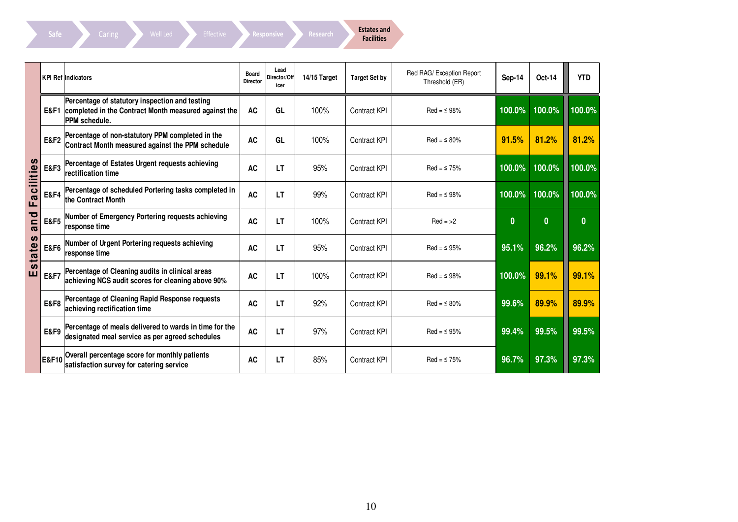Safe | Caring | Well Led | Effective | Responsive | Research | **Estates and Facilities**

| | KPI Ref | Indicators | Board Director | Lead Director/Officer | 14/15 Target | Target Set by | Red RAG/ Exception Report Threshold (ER) | Sep-14 | Oct-14 | YTD |
|---|---|---|---|---|---|---|---|---|---|---|
| Estates and Facilities | E&F1 | Percentage of statutory inspection and testing completed in the Contract Month measured against the PPM schedule. | AC | GL | 100% | Contract KPI | Red = ≤ 98% | 100.0% | 100.0% | 100.0% |
| | E&F2 | Percentage of non-statutory PPM completed in the Contract Month measured against the PPM schedule | AC | GL | 100% | Contract KPI | Red = ≤ 80% | 91.5% | 81.2% | 81.2% |
| | E&F3 | Percentage of Estates Urgent requests achieving rectification time | AC | LT | 95% | Contract KPI | Red = ≤ 75% | 100.0% | 100.0% | 100.0% |
| | E&F4 | Percentage of scheduled Portering tasks completed in the Contract Month | AC | LT | 99% | Contract KPI | Red = ≤ 98% | 100.0% | 100.0% | 100.0% |
| | E&F5 | Number of Emergency Portering requests achieving response time | AC | LT | 100% | Contract KPI | Red = >2 | 0 | 0 | 0 |
| | E&F6 | Number of Urgent Portering requests achieving response time | AC | LT | 95% | Contract KPI | Red = ≤ 95% | 95.1% | 96.2% | 96.2% |
| | E&F7 | Percentage of Cleaning audits in clinical areas achieving NCS audit scores for cleaning above 90% | AC | LT | 100% | Contract KPI | Red = ≤ 98% | 100.0% | 99.1% | 99.1% |
| | E&F8 | Percentage of Cleaning Rapid Response requests achieving rectification time | AC | LT | 92% | Contract KPI | Red = ≤ 80% | 99.6% | 89.9% | 89.9% |
| | E&F9 | Percentage of meals delivered to wards in time for the designated meal service as per agreed schedules | AC | LT | 97% | Contract KPI | Red = ≤ 95% | 99.4% | 99.5% | 99.5% |
| | E&F10 | Overall percentage score for monthly patients satisfaction survey for catering service | AC | LT | 85% | Contract KPI | Red = ≤ 75% | 96.7% | 97.3% | 97.3% |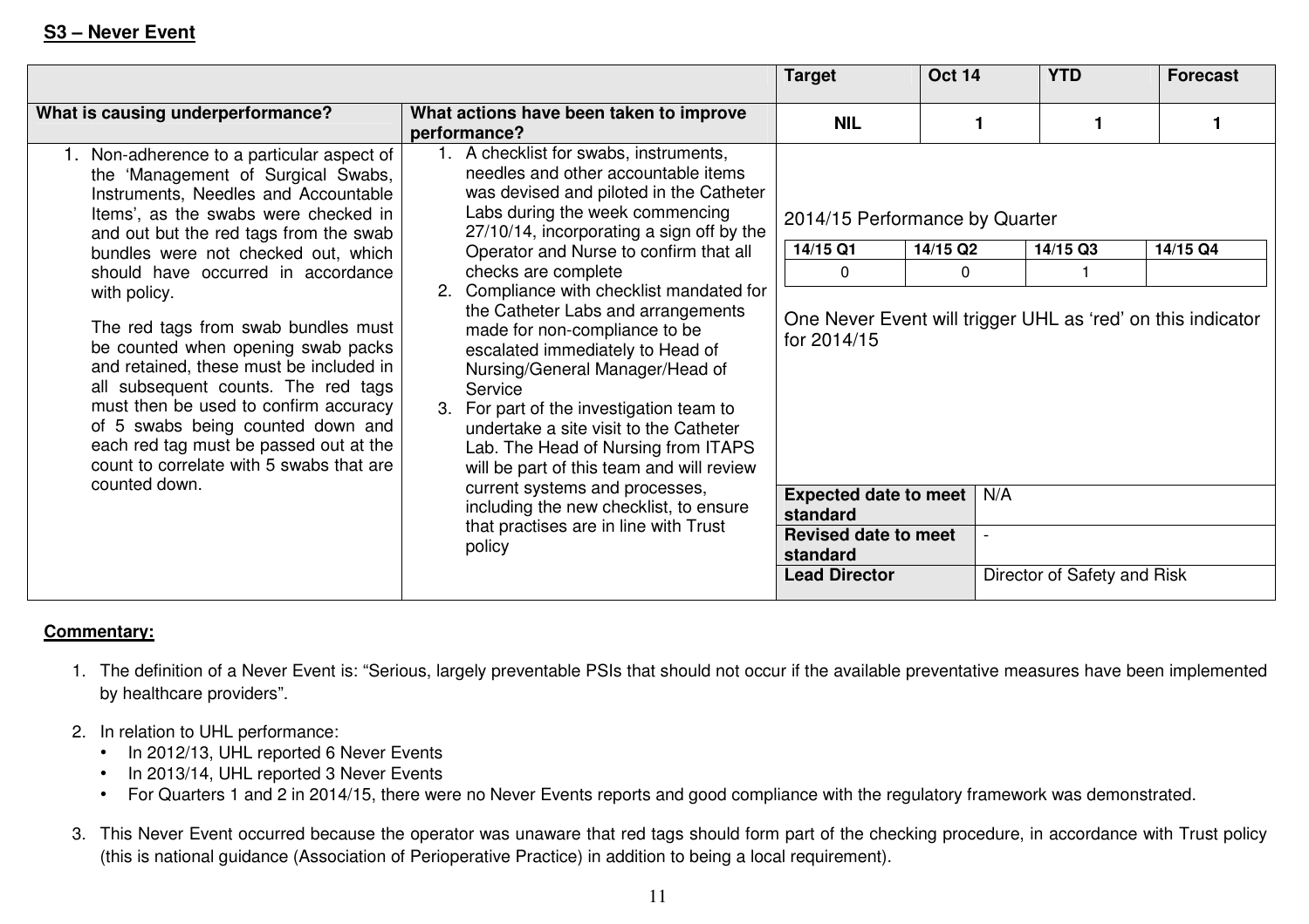**S3 – Never Event**

| What is causing underperformance? | What actions have been taken to improve performance? | Target | Oct 14 | YTD | Forecast |
|---|---|---|---|---|---|
| | | NIL | 1 | 1 | 1 |
| 1. Non-adherence to a particular aspect of the 'Management of Surgical Swabs, Instruments, Needles and Accountable Items', as the swabs were checked in and out but the red tags from the swab bundles were not checked out, which should have occurred in accordance with policy.<br><br>The red tags from swab bundles must be counted when opening swab packs and retained, these must be included in all subsequent counts. The red tags must then be used to confirm accuracy of 5 swabs being counted down and each red tag must be passed out at the count to correlate with 5 swabs that are counted down. | 1. A checklist for swabs, instruments, needles and other accountable items was devised and piloted in the Catheter Labs during the week commencing 27/10/14, incorporating a sign off by the Operator and Nurse to confirm that all checks are complete<br>2. Compliance with checklist mandated for the Catheter Labs and arrangements made for non-compliance to be escalated immediately to Head of Nursing/General Manager/Head of Service<br>3. For part of the investigation team to undertake a site visit to the Catheter Lab. The Head of Nursing from ITAPS will be part of this team and will review current systems and processes, including the new checklist, to ensure that practises are in line with Trust policy | 2014/15 Performance by Quarter | | | |

2014/15 Performance by Quarter

| 14/15 Q1 | 14/15 Q2 | 14/15 Q3 | 14/15 Q4 |
|---|---|---|---|
| 0 | 0 | 1 | |

One Never Event will trigger UHL as 'red' on this indicator for 2014/15

| | |
|---|---|
| **Expected date to meet standard** | N/A |
| **Revised date to meet standard** | - |
| **Lead Director** | Director of Safety and Risk |

**Commentary:**

1. The definition of a Never Event is: "Serious, largely preventable PSIs that should not occur if the available preventative measures have been implemented by healthcare providers".

2. In relation to UHL performance:
   - In 2012/13, UHL reported 6 Never Events
   - In 2013/14, UHL reported 3 Never Events
   - For Quarters 1 and 2 in 2014/15, there were no Never Events reports and good compliance with the regulatory framework was demonstrated.

3. This Never Event occurred because the operator was unaware that red tags should form part of the checking procedure, in accordance with Trust policy (this is national guidance (Association of Perioperative Practice) in addition to being a local requirement).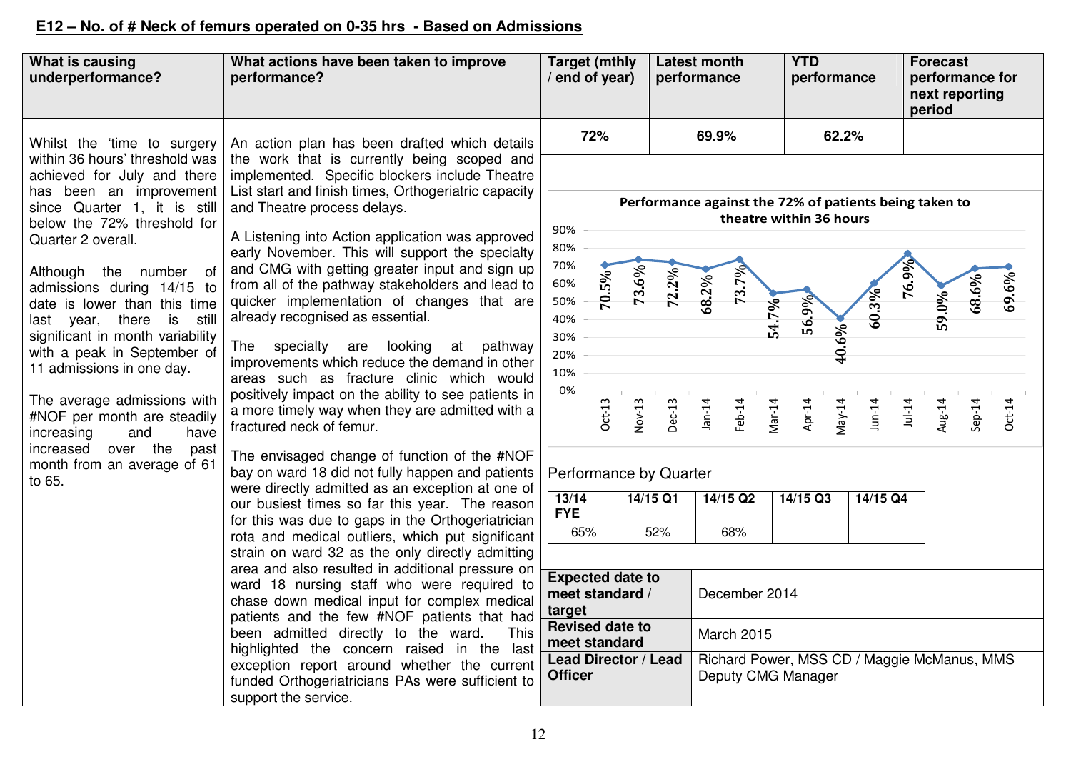## E12 – No. of # Neck of femurs operated on 0-35 hrs - Based on Admissions

| What is causing underperformance? | What actions have been taken to improve performance? | Target (mthly / end of year) | Latest month performance | YTD performance | Forecast performance for next reporting period |
|---|---|---|---|---|---|
| Whilst the 'time to surgery within 36 hours' threshold was achieved for July and there has been an improvement since Quarter 1, it is still below the 72% threshold for Quarter 2 overall. | An action plan has been drafted which details the work that is currently being scoped and implemented. Specific blockers include Theatre List start and finish times, Orthogeriatric capacity and Theatre process delays. | 72% | 69.9% | 62.2% | |

**What is causing underperformance?**

Whilst the 'time to surgery within 36 hours' threshold was achieved for July and there has been an improvement since Quarter 1, it is still below the 72% threshold for Quarter 2 overall.

Although the number of admissions during 14/15 to date is lower than this time last year, there is still significant in month variability with a peak in September of 11 admissions in one day.

The average admissions with #NOF per month are steadily increasing and have increased over the past month from an average of 61 to 65.

**What actions have been taken to improve performance?**

An action plan has been drafted which details the work that is currently being scoped and implemented. Specific blockers include Theatre List start and finish times, Orthogeriatric capacity and Theatre process delays.

A Listening into Action application was approved early November. This will support the specialty and CMG with getting greater input and sign up from all of the pathway stakeholders and lead to quicker implementation of changes that are already recognised as essential.

The specialty are looking at pathway improvements which reduce the demand in other areas such as fracture clinic which would positively impact on the ability to see patients in a more timely way when they are admitted with a fractured neck of femur.

The envisaged change of function of the #NOF bay on ward 18 did not fully happen and patients were directly admitted as an exception at one of our busiest times so far this year. The reason for this was due to gaps in the Orthogeriatrician rota and medical outliers, which put significant strain on ward 32 as the only directly admitting area and also resulted in additional pressure on ward 18 nursing staff who were required to chase down medical input for complex medical patients and the few #NOF patients that had been admitted directly to the ward. This highlighted the concern raised in the last exception report around whether the current funded Orthogeriatricians PAs were sufficient to support the service.

**Performance against the 72% of patients being taken to theatre within 36 hours**

| Oct-13 | Nov-13 | Dec-13 | Jan-14 | Feb-14 | Mar-14 | Apr-14 | May-14 | Jun-14 | Jul-14 | Aug-14 | Sep-14 | Oct-14 |
|---|---|---|---|---|---|---|---|---|---|---|---|---|
| 70.5% | 73.6% | 72.2% | 68.2% | 73.7% | 54.7% | 56.9% | 40.6% | 60.3% | 76.9% | 59.0% | 68.6% | 69.6% |

Performance by Quarter

| 13/14 FYE | 14/15 Q1 | 14/15 Q2 | 14/15 Q3 | 14/15 Q4 |
|---|---|---|---|---|
| 65% | 52% | 68% | | |

| | |
|---|---|
| **Expected date to meet standard / target** | December 2014 |
| **Revised date to meet standard** | March 2015 |
| **Lead Director / Lead Officer** | Richard Power, MSS CD / Maggie McManus, MMS Deputy CMG Manager |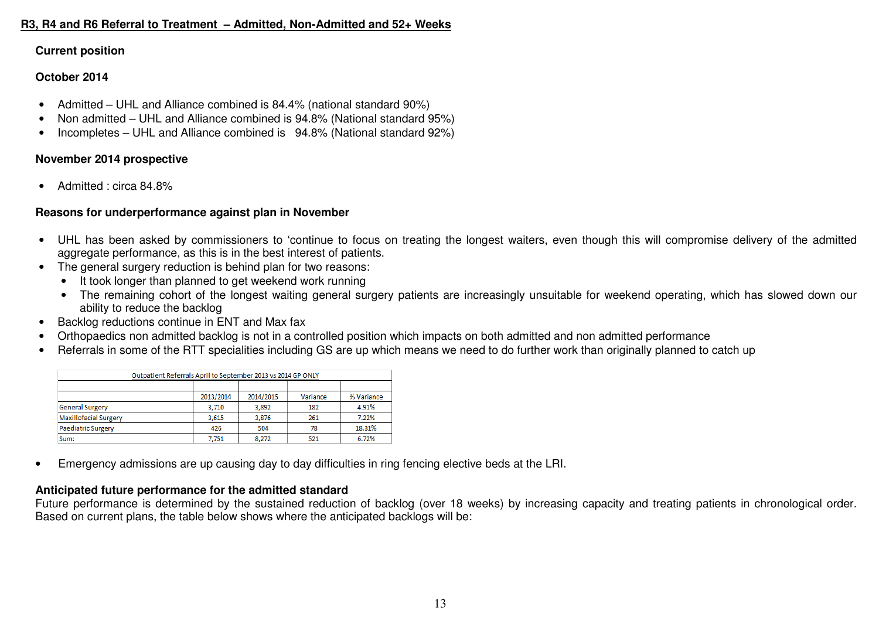## R3, R4 and R6 Referral to Treatment – Admitted, Non-Admitted and 52+ Weeks

### Current position

### October 2014

- Admitted – UHL and Alliance combined is 84.4% (national standard 90%)
- Non admitted – UHL and Alliance combined is 94.8% (National standard 95%)
- Incompletes – UHL and Alliance combined is 94.8% (National standard 92%)

### November 2014 prospective

- Admitted : circa 84.8%

### Reasons for underperformance against plan in November

- UHL has been asked by commissioners to 'continue to focus on treating the longest waiters, even though this will compromise delivery of the admitted aggregate performance, as this is in the best interest of patients.
- The general surgery reduction is behind plan for two reasons:
  - It took longer than planned to get weekend work running
  - The remaining cohort of the longest waiting general surgery patients are increasingly unsuitable for weekend operating, which has slowed down our ability to reduce the backlog
- Backlog reductions continue in ENT and Max fax
- Orthopaedics non admitted backlog is not in a controlled position which impacts on both admitted and non admitted performance
- Referrals in some of the RTT specialities including GS are up which means we need to do further work than originally planned to catch up

| Outpatient Referrals April to September 2013 vs 2014 GP ONLY | | | | |
|---|---|---|---|---|
| | 2013/2014 | 2014/2015 | Variance | % Variance |
| General Surgery | 3,710 | 3,892 | 182 | 4.91% |
| Maxillofacial Surgery | 3,615 | 3,876 | 261 | 7.22% |
| Paediatric Surgery | 426 | 504 | 78 | 18.31% |
| Sum: | 7,751 | 8,272 | 521 | 6.72% |

- Emergency admissions are up causing day to day difficulties in ring fencing elective beds at the LRI.

### Anticipated future performance for the admitted standard

Future performance is determined by the sustained reduction of backlog (over 18 weeks) by increasing capacity and treating patients in chronological order. Based on current plans, the table below shows where the anticipated backlogs will be: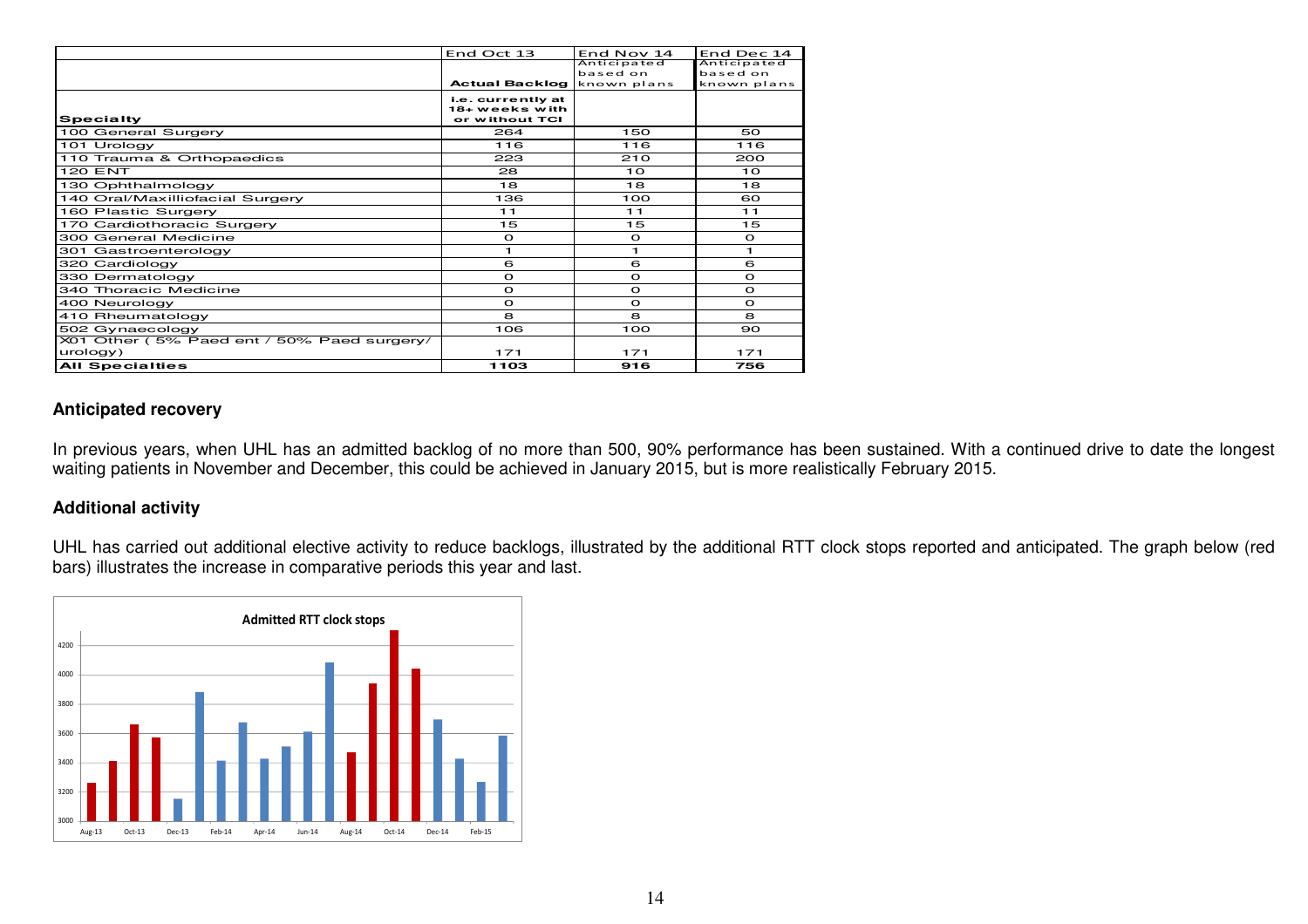| Specialty | End Oct 13 Actual Backlog i.e. currently at 18+ weeks with or without TCI | End Nov 14 Anticipated based on known plans | End Dec 14 Anticipated based on known plans |
|---|---|---|---|
| 100 General Surgery | 264 | 150 | 50 |
| 101 Urology | 116 | 116 | 116 |
| 110 Trauma & Orthopaedics | 223 | 210 | 200 |
| 120 ENT | 28 | 10 | 10 |
| 130 Ophthalmology | 18 | 18 | 18 |
| 140 Oral/Maxilliofacial Surgery | 136 | 100 | 60 |
| 160 Plastic Surgery | 11 | 11 | 11 |
| 170 Cardiothoracic Surgery | 15 | 15 | 15 |
| 300 General Medicine | 0 | 0 | 0 |
| 301 Gastroenterology | 1 | 1 | 1 |
| 320 Cardiology | 6 | 6 | 6 |
| 330 Dermatology | 0 | 0 | 0 |
| 340 Thoracic Medicine | 0 | 0 | 0 |
| 400 Neurology | 0 | 0 | 0 |
| 410 Rheumatology | 8 | 8 | 8 |
| 502 Gynaecology | 106 | 100 | 90 |
| X01 Other ( 5% Paed ent / 50% Paed surgery/ urology) | 171 | 171 | 171 |
| **All Specialties** | **1103** | **916** | **756** |

### Anticipated recovery

In previous years, when UHL has an admitted backlog of no more than 500, 90% performance has been sustained. With a continued drive to date the longest waiting patients in November and December, this could be achieved in January 2015, but is more realistically February 2015.

### Additional activity

UHL has carried out additional elective activity to reduce backlogs, illustrated by the additional RTT clock stops reported and anticipated. The graph below (red bars) illustrates the increase in comparative periods this year and last.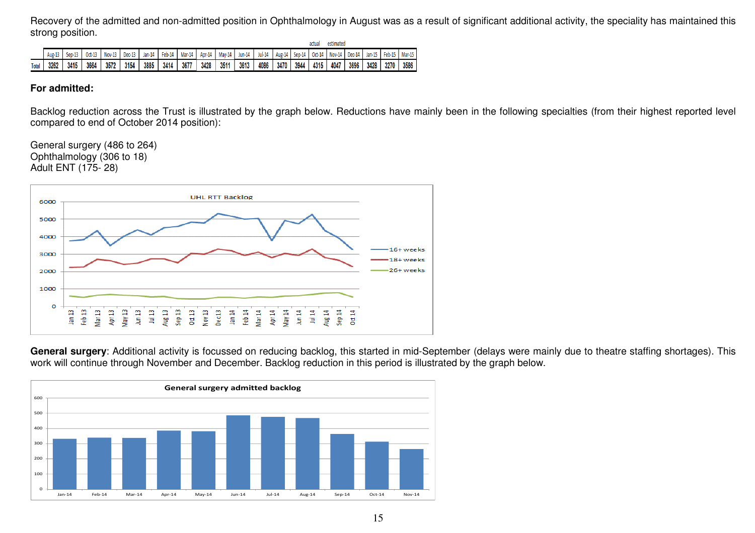Recovery of the admitted and non-admitted position in Ophthalmology in August was as a result of significant additional activity, the speciality has maintained this strong position.

| | Aug-13 | Sep-13 | Oct-13 | Nov-13 | Dec-13 | Jan-14 | Feb-14 | Mar-14 | Apr-14 | May-14 | Jun-14 | Jul-14 | Aug-14 | Sep-14 | Oct-14 | Nov-14 | Dec-14 | Jan-15 | Feb-15 | Mar-15 |
|---|---|---|---|---|---|---|---|---|---|---|---|---|---|---|---|---|---|---|---|---|
| | | | | | | | | | | | | | | actual | | estimated | | | | |
| Total | 3262 | 3415 | 3664 | 3572 | 3154 | 3885 | 3414 | 3677 | 3428 | 3511 | 3613 | 4086 | 3470 | 3944 | 4315 | 4047 | 3696 | 3428 | 3270 | 3586 |

**For admitted:**

Backlog reduction across the Trust is illustrated by the graph below. Reductions have mainly been in the following specialties (from their highest reported level compared to end of October 2014 position):

General surgery (486 to 264)
Ophthalmology (306 to 18)
Adult ENT (175- 28)

**General surgery**: Additional activity is focussed on reducing backlog, this started in mid-September (delays were mainly due to theatre staffing shortages). This work will continue through November and December. Backlog reduction in this period is illustrated by the graph below.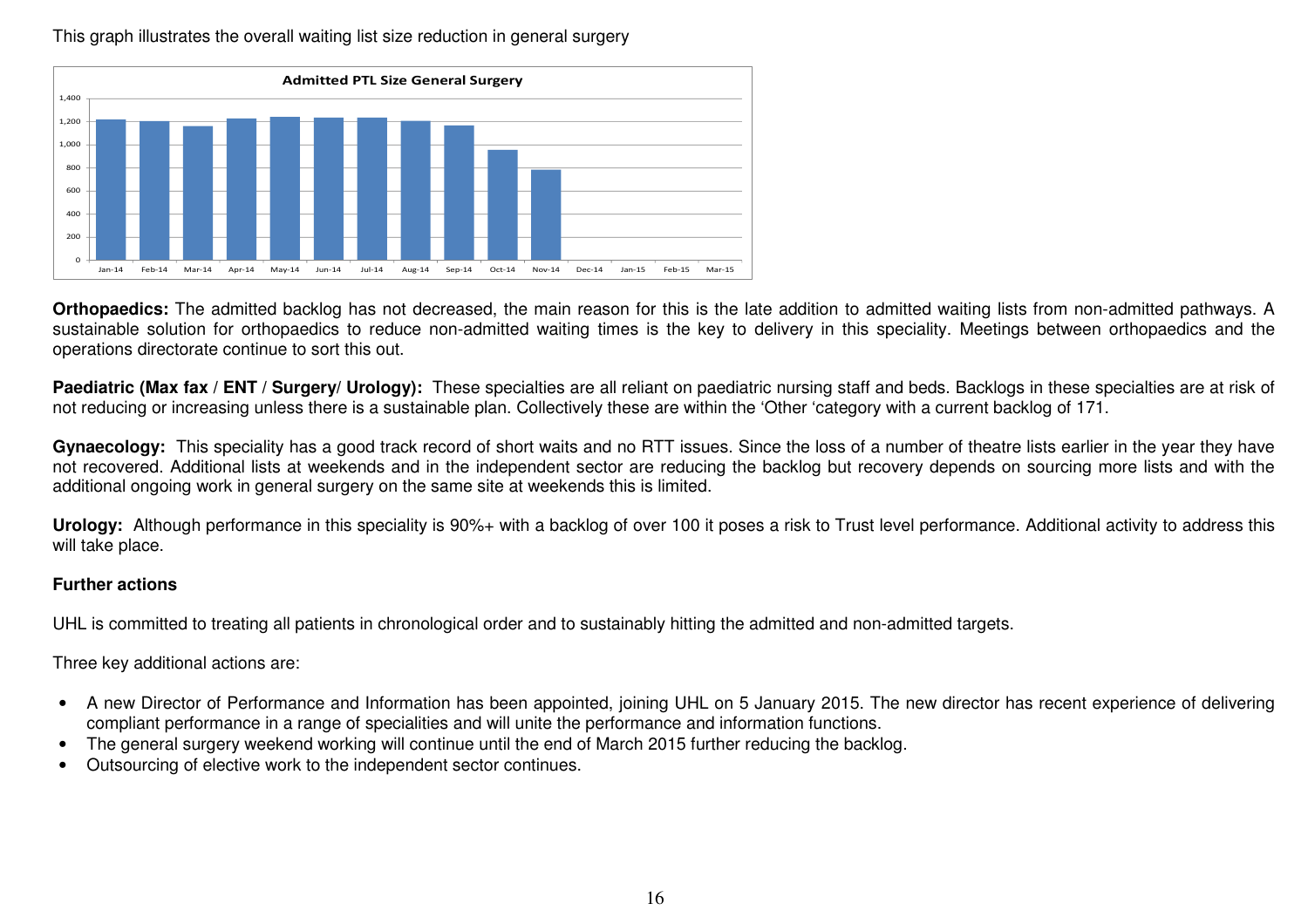This graph illustrates the overall waiting list size reduction in general surgery

**Admitted PTL Size General Surgery**

**Orthopaedics:** The admitted backlog has not decreased, the main reason for this is the late addition to admitted waiting lists from non-admitted pathways. A sustainable solution for orthopaedics to reduce non-admitted waiting times is the key to delivery in this speciality. Meetings between orthopaedics and the operations directorate continue to sort this out.

**Paediatric (Max fax / ENT / Surgery/ Urology):** These specialties are all reliant on paediatric nursing staff and beds. Backlogs in these specialties are at risk of not reducing or increasing unless there is a sustainable plan. Collectively these are within the 'Other 'category with a current backlog of 171.

**Gynaecology:** This speciality has a good track record of short waits and no RTT issues. Since the loss of a number of theatre lists earlier in the year they have not recovered. Additional lists at weekends and in the independent sector are reducing the backlog but recovery depends on sourcing more lists and with the additional ongoing work in general surgery on the same site at weekends this is limited.

**Urology:** Although performance in this speciality is 90%+ with a backlog of over 100 it poses a risk to Trust level performance. Additional activity to address this will take place.

**Further actions**

UHL is committed to treating all patients in chronological order and to sustainably hitting the admitted and non-admitted targets.

Three key additional actions are:

- A new Director of Performance and Information has been appointed, joining UHL on 5 January 2015. The new director has recent experience of delivering compliant performance in a range of specialities and will unite the performance and information functions.
- The general surgery weekend working will continue until the end of March 2015 further reducing the backlog.
- Outsourcing of elective work to the independent sector continues.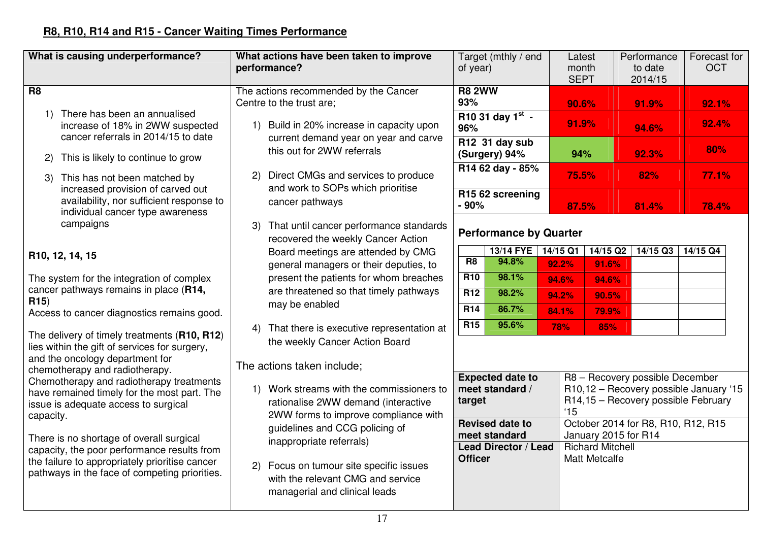## R8, R10, R14 and R15 - Cancer Waiting Times Performance

| What is causing underperformance? | What actions have been taken to improve performance? |
|---|---|
| **R8**<br><br>1) There has been an annualised increase of 18% in 2WW suspected cancer referrals in 2014/15 to date<br>2) This is likely to continue to grow<br>3) This has not been matched by increased provision of carved out availability, nor sufficient response to individual cancer type awareness campaigns<br><br>**R10, 12, 14, 15**<br><br>The system for the integration of complex cancer pathways remains in place (**R14, R15**)<br>Access to cancer diagnostics remains good.<br><br>The delivery of timely treatments (**R10, R12**) lies within the gift of services for surgery, and the oncology department for chemotherapy and radiotherapy. Chemotherapy and radiotherapy treatments have remained timely for the most part. The issue is adequate access to surgical capacity.<br><br>There is no shortage of overall surgical capacity, the poor performance results from the failure to appropriately prioritise cancer pathways in the face of competing priorities. | The actions recommended by the Cancer Centre to the trust are;<br><br>1) Build in 20% increase in capacity upon current demand year on year and carve this out for 2WW referrals<br>2) Direct CMGs and services to produce and work to SOPs which prioritise cancer pathways<br>3) That until cancer performance standards recovered the weekly Cancer Action Board meetings are attended by CMG general managers or their deputies, to present the patients for whom breaches are threatened so that timely pathways may be enabled<br>4) That there is executive representation at the weekly Cancer Action Board<br><br>The actions taken include;<br><br>1) Work streams with the commissioners to rationalise 2WW demand (interactive 2WW forms to improve compliance with guidelines and CCG policing of inappropriate referrals)<br>2) Focus on tumour site specific issues with the relevant CMG and service managerial and clinical leads |

| Target (mthly / end of year) | Latest month SEPT | Performance to date 2014/15 | Forecast for OCT |
|---|---|---|---|
| **R8 2WW 93%** | 90.6% | 91.9% | 92.1% |
| **R10 31 day 1st - 96%** | 91.9% | 94.6% | 92.4% |
| **R12 31 day sub (Surgery) 94%** | 94% | 92.3% | 80% |
| **R14 62 day - 85%** | 75.5% | 82% | 77.1% |
| **R15 62 screening - 90%** | 87.5% | 81.4% | 78.4% |

### Performance by Quarter

| | 13/14 FYE | 14/15 Q1 | 14/15 Q2 | 14/15 Q3 | 14/15 Q4 |
|---|---|---|---|---|---|
| R8 | 94.8% | 92.2% | 91.6% | | |
| R10 | 98.1% | 94.6% | 94.6% | | |
| R12 | 98.2% | 94.2% | 90.5% | | |
| R14 | 86.7% | 84.1% | 79.9% | | |
| R15 | 95.6% | 78% | 85% | | |

| | |
|---|---|
| **Expected date to meet standard / target** | R8 – Recovery possible December<br>R10,12 – Recovery possible January '15<br>R14,15 – Recovery possible February '15 |
| **Revised date to meet standard** | October 2014 for R8, R10, R12, R15<br>January 2015 for R14 |
| **Lead Director / Lead Officer** | Richard Mitchell<br>Matt Metcalfe |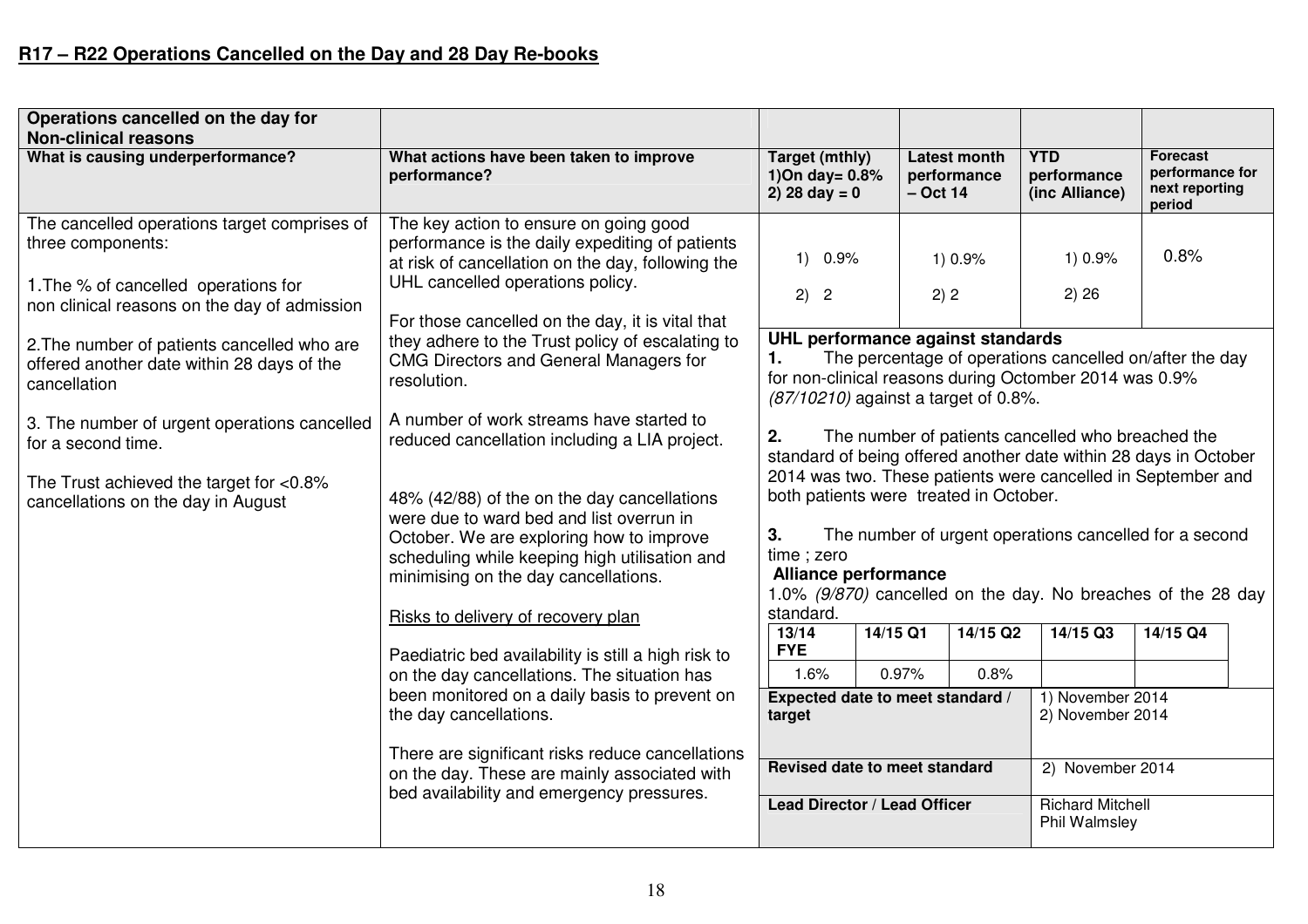## R17 – R22 Operations Cancelled on the Day and 28 Day Re-books

| Operations cancelled on the day for Non-clinical reasons | | | | | |
|---|---|---|---|---|---|
| **What is causing underperformance?** | **What actions have been taken to improve performance?** | **Target (mthly) 1)On day= 0.8% 2) 28 day = 0** | **Latest month performance – Oct 14** | **YTD performance (inc Alliance)** | **Forecast performance for next reporting period** |
| The cancelled operations target comprises of three components:<br><br>1.The % of cancelled operations for non clinical reasons on the day of admission<br><br>2.The number of patients cancelled who are offered another date within 28 days of the cancellation<br><br>3. The number of urgent operations cancelled for a second time.<br><br>The Trust achieved the target for <0.8% cancellations on the day in August | The key action to ensure on going good performance is the daily expediting of patients at risk of cancellation on the day, following the UHL cancelled operations policy.<br><br>For those cancelled on the day, it is vital that they adhere to the Trust policy of escalating to CMG Directors and General Managers for resolution.<br><br>A number of work streams have started to reduced cancellation including a LIA project.<br><br>48% (42/88) of the on the day cancellations were due to ward bed and list overrun in October. We are exploring how to improve scheduling while keeping high utilisation and minimising on the day cancellations.<br><br>Risks to delivery of recovery plan<br><br>Paediatric bed availability is still a high risk to on the day cancellations. The situation has been monitored on a daily basis to prevent on the day cancellations.<br><br>There are significant risks reduce cancellations on the day. These are mainly associated with bed availability and emergency pressures. | 1) 0.9%<br>2) 2 | 1) 0.9%<br>2) 2 | 1) 0.9%<br>2) 26 | 0.8% |

**UHL performance against standards**

**1.** The percentage of operations cancelled on/after the day for non-clinical reasons during Octomber 2014 was 0.9% *(87/10210)* against a target of 0.8%.

**2.** The number of patients cancelled who breached the standard of being offered another date within 28 days in October 2014 was two. These patients were cancelled in September and both patients were treated in October.

**3.** The number of urgent operations cancelled for a second time ; zero

**Alliance performance**

1.0% *(9/870)* cancelled on the day. No breaches of the 28 day standard.

| 13/14 FYE | 14/15 Q1 | 14/15 Q2 | 14/15 Q3 | 14/15 Q4 |
|---|---|---|---|---|
| 1.6% | 0.97% | 0.8% | | |

| | |
|---|---|
| **Expected date to meet standard / target** | 1) November 2014<br>2) November 2014 |
| **Revised date to meet standard** | 2) November 2014 |
| **Lead Director / Lead Officer** | Richard Mitchell<br>Phil Walmsley |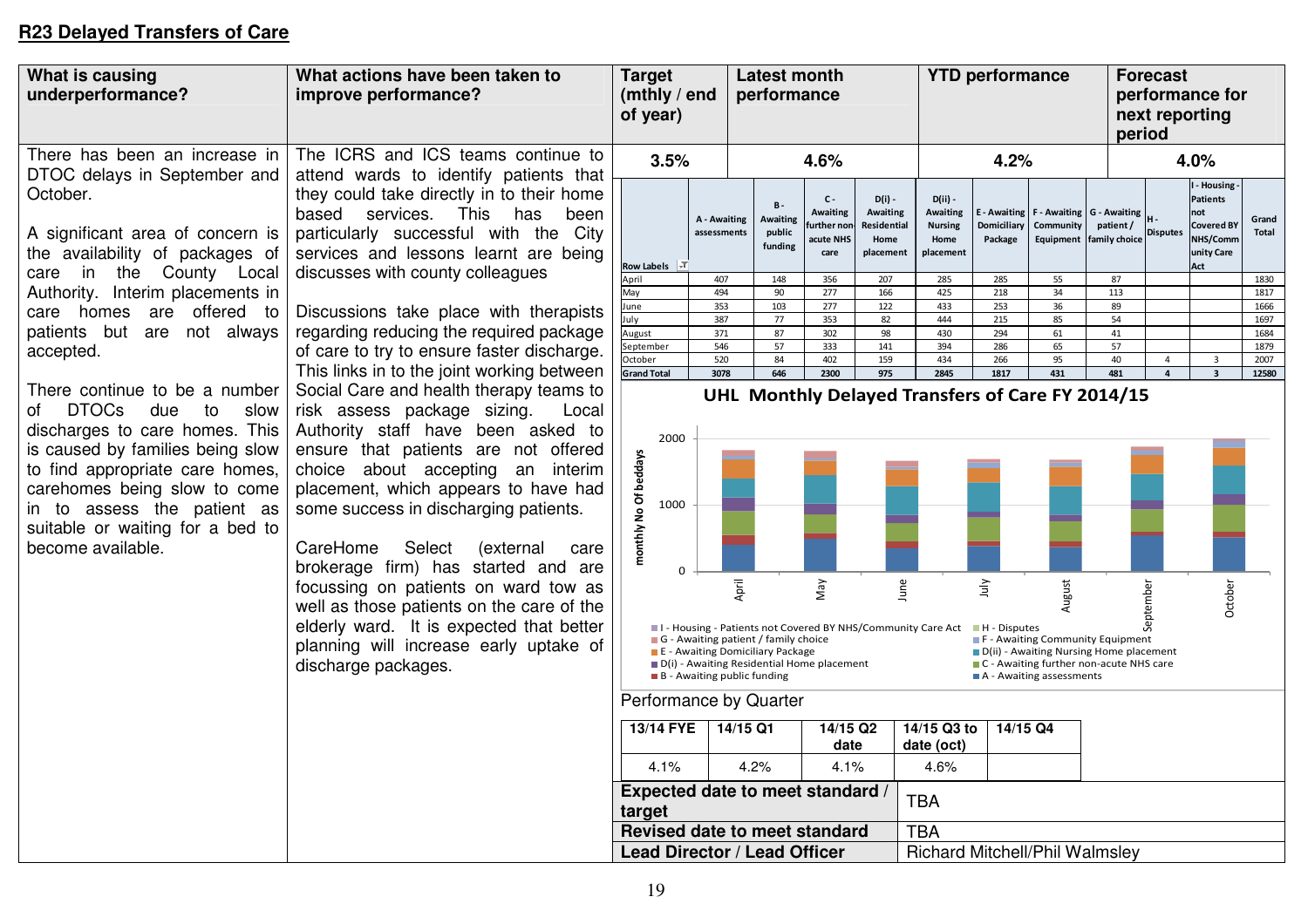## R23 Delayed Transfers of Care

| What is causing underperformance? | What actions have been taken to improve performance? | Target (mthly / end of year) | Latest month performance | YTD performance | Forecast performance for next reporting period |
|---|---|---|---|---|---|
| There has been an increase in DTOC delays in September and October.<br><br>A significant area of concern is the availability of packages of care in the County Local Authority. Interim placements in care homes are offered to patients but are not always accepted.<br><br>There continue to be a number of DTOCs due to slow discharges to care homes. This is caused by families being slow to find appropriate care homes, carehomes being slow to come in to assess the patient as suitable or waiting for a bed to become available. | The ICRS and ICS teams continue to attend wards to identify patients that they could take directly in to their home based services. This has been particularly successful with the City services and lessons learnt are being discusses with county colleagues<br><br>Discussions take place with therapists regarding reducing the required package of care to try to ensure faster discharge. This links in to the joint working between Social Care and health therapy teams to risk assess package sizing. Local Authority staff have been asked to ensure that patients are not offered choice about accepting an interim placement, which appears to have had some success in discharging patients.<br><br>CareHome Select (external care brokerage firm) has started and are focussing on patients on ward tow as well as those patients on the care of the elderly ward. It is expected that better planning will increase early uptake of discharge packages. | 3.5% | 4.6% | 4.2% | 4.0% |

| Row Labels | A - Awaiting assessments | B - Awaiting public funding | C - Awaiting further non-acute NHS care | D(i) - Awaiting Residential Home placement | D(ii) - Awaiting Nursing Home placement | E - Awaiting Domiciliary Package | F - Awaiting Community Equipment | G - Awaiting patient / family choice | H - Disputes | I - Housing - Patients not Covered BY NHS/Community Care Act | Grand Total |
|---|---|---|---|---|---|---|---|---|---|---|---|
| April | 407 | 148 | 356 | 207 | 285 | 285 | 55 | 87 | | | 1830 |
| May | 494 | 90 | 277 | 166 | 425 | 218 | 34 | 113 | | | 1817 |
| June | 353 | 103 | 277 | 122 | 433 | 253 | 36 | 89 | | | 1666 |
| July | 387 | 77 | 353 | 82 | 444 | 215 | 85 | 54 | | | 1697 |
| August | 371 | 87 | 302 | 98 | 430 | 294 | 61 | 41 | | | 1684 |
| September | 546 | 57 | 333 | 141 | 394 | 286 | 65 | 57 | | | 1879 |
| October | 520 | 84 | 402 | 159 | 434 | 266 | 95 | 40 | 4 | 3 | 2007 |
| Grand Total | 3078 | 646 | 2300 | 975 | 2845 | 1817 | 431 | 481 | 4 | 3 | 12580 |

**UHL Monthly Delayed Transfers of Care FY 2014/15**

Performance by Quarter

| 13/14 FYE | 14/15 Q1 | 14/15 Q2 date | 14/15 Q3 to date (oct) | 14/15 Q4 |
|---|---|---|---|---|
| 4.1% | 4.2% | 4.1% | 4.6% | |

| | |
|---|---|
| **Expected date to meet standard / target** | TBA |
| **Revised date to meet standard** | TBA |
| **Lead Director / Lead Officer** | Richard Mitchell/Phil Walmsley |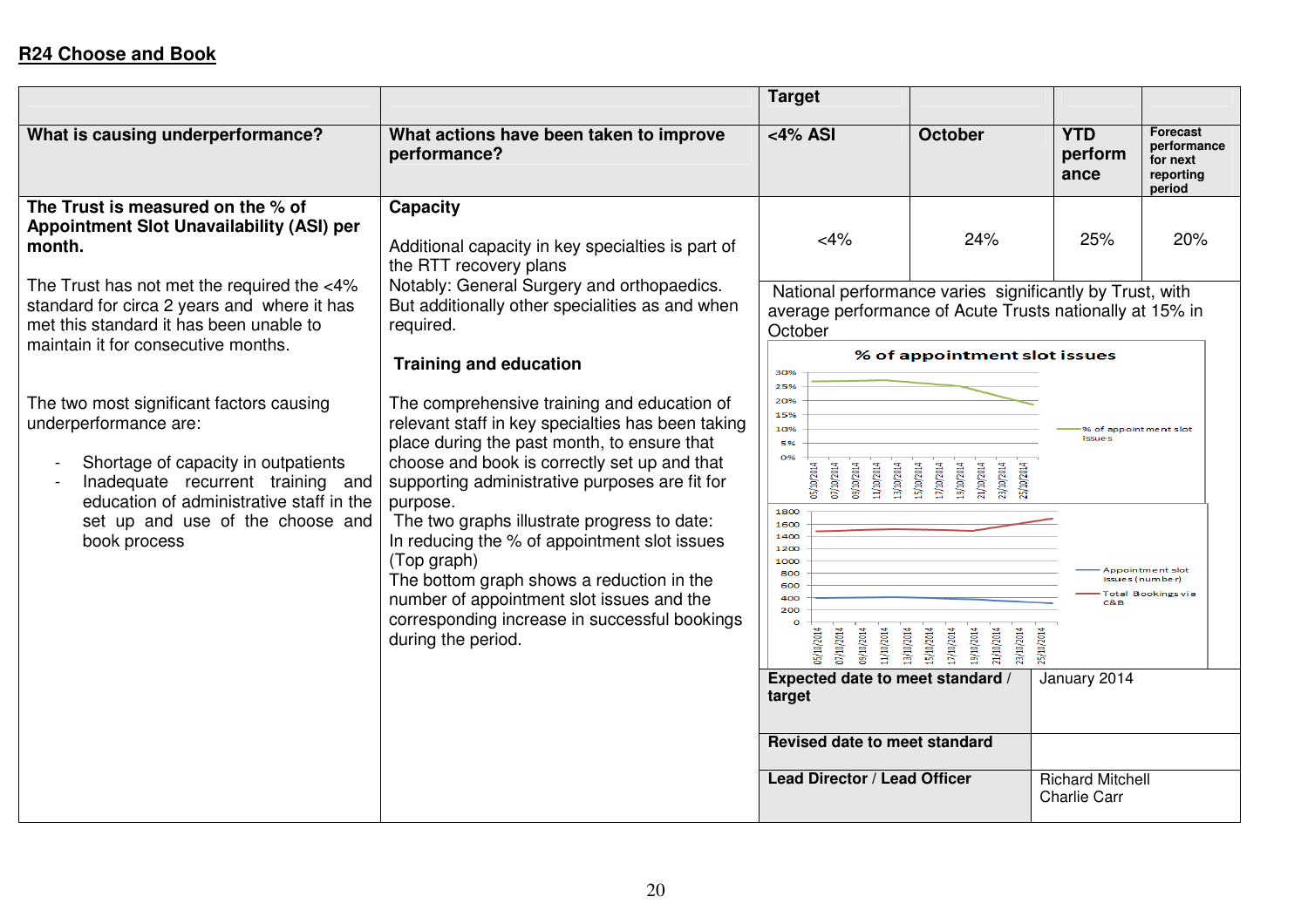## R24 Choose and Book

| What is causing underperformance? | What actions have been taken to improve performance? | Target <4% ASI | October | YTD performance | Forecast performance for next reporting period |
|---|---|---|---|---|---|
| **The Trust is measured on the % of Appointment Slot Unavailability (ASI) per month.** The Trust has not met the required the <4% standard for circa 2 years and where it has met this standard it has been unable to maintain it for consecutive months. The two most significant factors causing underperformance are: - Shortage of capacity in outpatients - Inadequate recurrent training and education of administrative staff in the set up and use of the choose and book process | **Capacity** Additional capacity in key specialties is part of the RTT recovery plans Notably: General Surgery and orthopaedics. But additionally other specialities as and when required. **Training and education** The comprehensive training and education of relevant staff in key specialties has been taking place during the past month, to ensure that choose and book is correctly set up and that supporting administrative purposes are fit for purpose. The two graphs illustrate progress to date: In reducing the % of appointment slot issues (Top graph) The bottom graph shows a reduction in the number of appointment slot issues and the corresponding increase in successful bookings during the period. | <4% | 24% | 25% | 20% |

National performance varies significantly by Trust, with average performance of Acute Trusts nationally at 15% in October

| | |
|---|---|
| **Expected date to meet standard / target** | January 2014 |
| **Revised date to meet standard** | |
| **Lead Director / Lead Officer** | Richard Mitchell Charlie Carr |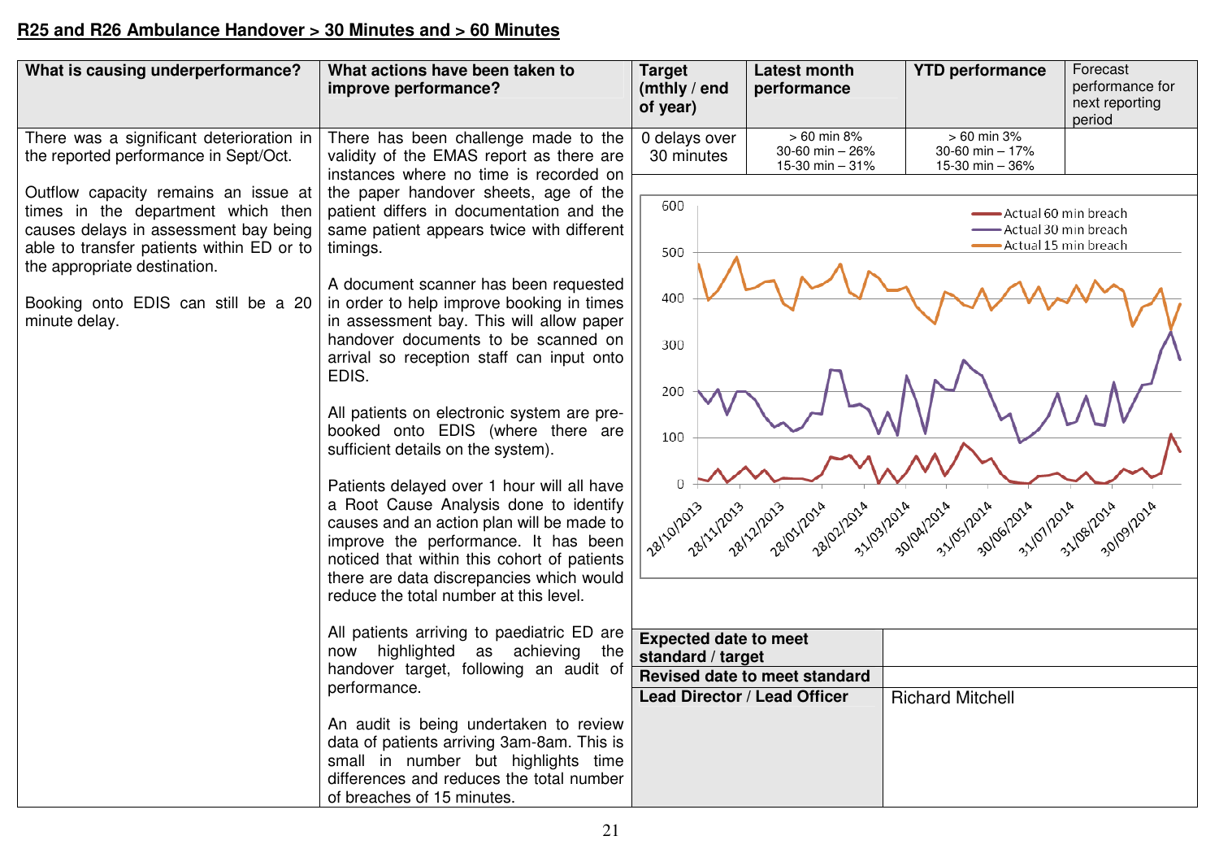**R25 and R26 Ambulance Handover > 30 Minutes and > 60 Minutes**

| What is causing underperformance? | What actions have been taken to improve performance? | Target (mthly / end of year) | Latest month performance | YTD performance | Forecast performance for next reporting period |
|---|---|---|---|---|---|
| There was a significant deterioration in the reported performance in Sept/Oct.<br><br>Outflow capacity remains an issue at times in the department which then causes delays in assessment bay being able to transfer patients within ED or to the appropriate destination.<br><br>Booking onto EDIS can still be a 20 minute delay. | There has been challenge made to the validity of the EMAS report as there are instances where no time is recorded on the paper handover sheets, age of the patient differs in documentation and the same patient appears twice with different timings.<br><br>A document scanner has been requested in order to help improve booking in times in assessment bay. This will allow paper handover documents to be scanned on arrival so reception staff can input onto EDIS.<br><br>All patients on electronic system are pre-booked onto EDIS (where there are sufficient details on the system).<br><br>Patients delayed over 1 hour will all have a Root Cause Analysis done to identify causes and an action plan will be made to improve the performance. It has been noticed that within this cohort of patients there are data discrepancies which would reduce the total number at this level.<br><br>All patients arriving to paediatric ED are now highlighted as achieving the handover target, following an audit of performance.<br><br>An audit is being undertaken to review data of patients arriving 3am-8am. This is small in number but highlights time differences and reduces the total number of breaches of 15 minutes. | 0 delays over 30 minutes | > 60 min 8%<br>30-60 min – 26%<br>15-30 min – 31% | > 60 min 3%<br>30-60 min – 17%<br>15-30 min – 36% | |

| | |
|---|---|
| **Expected date to meet standard / target** | |
| **Revised date to meet standard** | |
| **Lead Director / Lead Officer** | Richard Mitchell |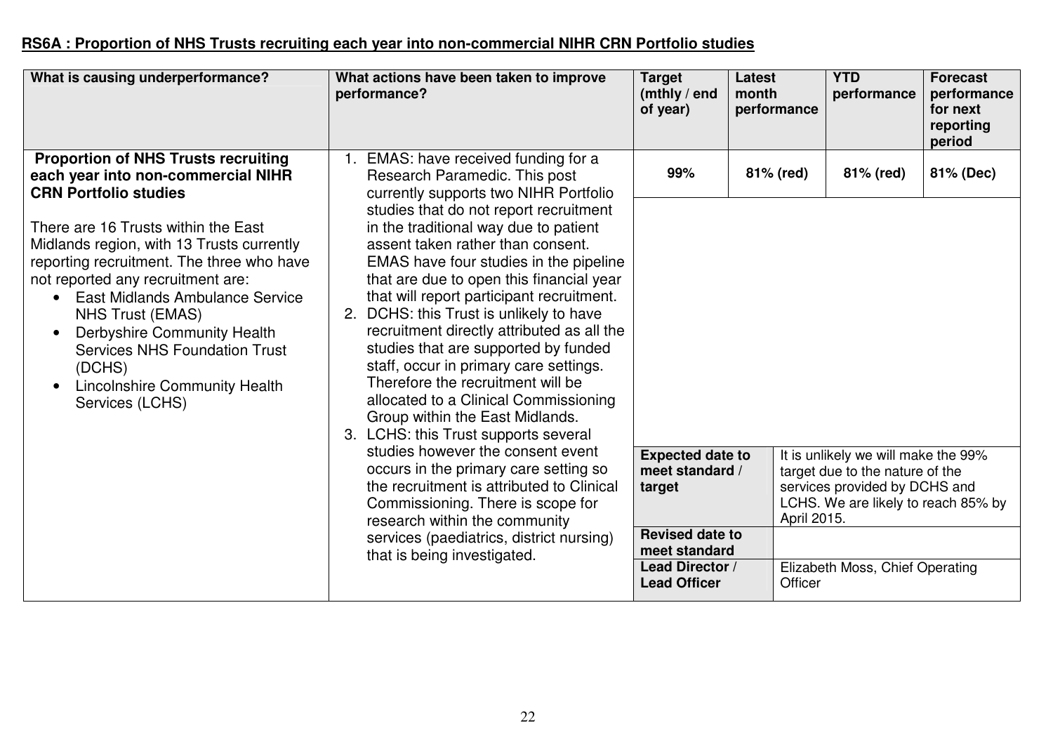**RS6A : Proportion of NHS Trusts recruiting each year into non-commercial NIHR CRN Portfolio studies**

| What is causing underperformance? | What actions have been taken to improve performance? | Target (mthly / end of year) | Latest month performance | YTD performance | Forecast performance for next reporting period |
|---|---|---|---|---|---|
| **Proportion of NHS Trusts recruiting each year into non-commercial NIHR CRN Portfolio studies**<br><br>There are 16 Trusts within the East Midlands region, with 13 Trusts currently reporting recruitment. The three who have not reported any recruitment are:<br>• East Midlands Ambulance Service NHS Trust (EMAS)<br>• Derbyshire Community Health Services NHS Foundation Trust (DCHS)<br>• Lincolnshire Community Health Services (LCHS) | 1. EMAS: have received funding for a Research Paramedic. This post currently supports two NIHR Portfolio studies that do not report recruitment in the traditional way due to patient assent taken rather than consent. EMAS have four studies in the pipeline that are due to open this financial year that will report participant recruitment.<br>2. DCHS: this Trust is unlikely to have recruitment directly attributed as all the studies that are supported by funded staff, occur in primary care settings. Therefore the recruitment will be allocated to a Clinical Commissioning Group within the East Midlands.<br>3. LCHS: this Trust supports several studies however the consent event occurs in the primary care setting so the recruitment is attributed to Clinical Commissioning. There is scope for research within the community services (paediatrics, district nursing) that is being investigated. | 99% | 81% (red) | 81% (red) | 81% (Dec) |
| | | **Expected date to meet standard / target** | It is unlikely we will make the 99% target due to the nature of the services provided by DCHS and LCHS. We are likely to reach 85% by April 2015. | | |
| | | **Revised date to meet standard** | | | |
| | | **Lead Director / Lead Officer** | Elizabeth Moss, Chief Operating Officer | | |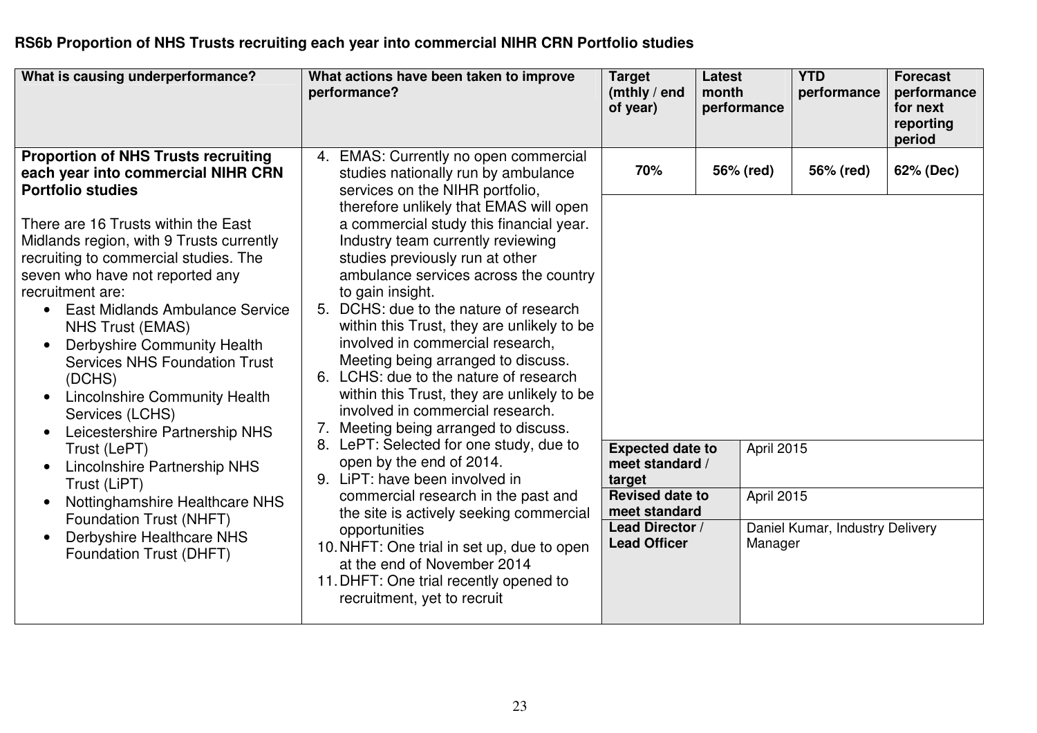**RS6b Proportion of NHS Trusts recruiting each year into commercial NIHR CRN Portfolio studies**

| What is causing underperformance? | What actions have been taken to improve performance? | Target (mthly / end of year) | Latest month performance | YTD performance | Forecast performance for next reporting period |
|---|---|---|---|---|---|
| **Proportion of NHS Trusts recruiting each year into commercial NIHR CRN Portfolio studies**<br><br>There are 16 Trusts within the East Midlands region, with 9 Trusts currently recruiting to commercial studies. The seven who have not reported any recruitment are:<br>• East Midlands Ambulance Service NHS Trust (EMAS)<br>• Derbyshire Community Health Services NHS Foundation Trust (DCHS)<br>• Lincolnshire Community Health Services (LCHS)<br>• Leicestershire Partnership NHS Trust (LePT)<br>• Lincolnshire Partnership NHS Trust (LiPT)<br>• Nottinghamshire Healthcare NHS Foundation Trust (NHFT)<br>• Derbyshire Healthcare NHS Foundation Trust (DHFT) | 4. EMAS: Currently no open commercial studies nationally run by ambulance services on the NIHR portfolio, therefore unlikely that EMAS will open a commercial study this financial year. Industry team currently reviewing studies previously run at other ambulance services across the country to gain insight.<br>5. DCHS: due to the nature of research within this Trust, they are unlikely to be involved in commercial research, Meeting being arranged to discuss.<br>6. LCHS: due to the nature of research within this Trust, they are unlikely to be involved in commercial research.<br>7. Meeting being arranged to discuss.<br>8. LePT: Selected for one study, due to open by the end of 2014.<br>9. LiPT: have been involved in commercial research in the past and the site is actively seeking commercial opportunities<br>10. NHFT: One trial in set up, due to open at the end of November 2014<br>11. DHFT: One trial recently opened to recruitment, yet to recruit | **70%** | **56% (red)** | **56% (red)** | **62% (Dec)** |
| | | **Expected date to meet standard / target** | April 2015 | | |
| | | **Revised date to meet standard** | April 2015 | | |
| | | **Lead Director / Lead Officer** | Daniel Kumar, Industry Delivery Manager | | |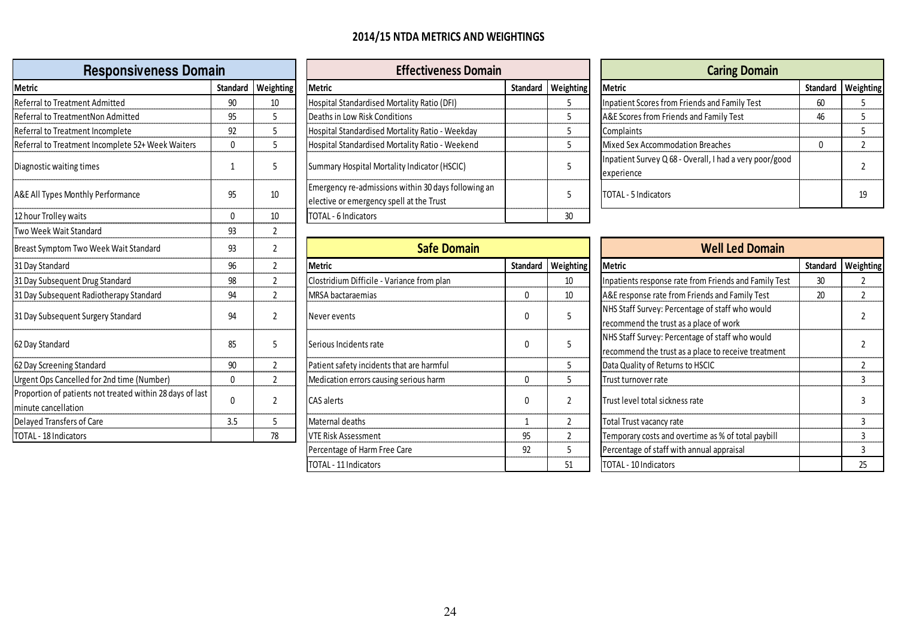# 2014/15 NTDA METRICS AND WEIGHTINGS

## Responsiveness Domain

| Metric | Standard | Weighting |
|---|---|---|
| Referral to Treatment Admitted | 90 | 10 |
| Referral to TreatmentNon Admitted | 95 | 5 |
| Referral to Treatment Incomplete | 92 | 5 |
| Referral to Treatment Incomplete 52+ Week Waiters | 0 | 5 |
| Diagnostic waiting times | 1 | 5 |
| A&E All Types Monthly Performance | 95 | 10 |
| 12 hour Trolley waits | 0 | 10 |
| Two Week Wait Standard | 93 | 2 |
| Breast Symptom Two Week Wait Standard | 93 | 2 |
| 31 Day Standard | 96 | 2 |
| 31 Day Subsequent Drug Standard | 98 | 2 |
| 31 Day Subsequent Radiotherapy Standard | 94 | 2 |
| 31 Day Subsequent Surgery Standard | 94 | 2 |
| 62 Day Standard | 85 | 5 |
| 62 Day Screening Standard | 90 | 2 |
| Urgent Ops Cancelled for 2nd time (Number) | 0 | 2 |
| Proportion of patients not treated within 28 days of last minute cancellation | 0 | 2 |
| Delayed Transfers of Care | 3.5 | 5 |
| TOTAL - 18 Indicators | | 78 |

## Effectiveness Domain

| Metric | Standard | Weighting |
|---|---|---|
| Hospital Standardised Mortality Ratio (DFI) | | 5 |
| Deaths in Low Risk Conditions | | 5 |
| Hospital Standardised Mortality Ratio - Weekday | | 5 |
| Hospital Standardised Mortality Ratio - Weekend | | 5 |
| Summary Hospital Mortality Indicator (HSCIC) | | 5 |
| Emergency re-admissions within 30 days following an elective or emergency spell at the Trust | | 5 |
| TOTAL - 6 Indicators | | 30 |

## Safe Domain

| Metric | Standard | Weighting |
|---|---|---|
| Clostridium Difficile - Variance from plan | | 10 |
| MRSA bactaraemias | 0 | 10 |
| Never events | 0 | 5 |
| Serious Incidents rate | 0 | 5 |
| Patient safety incidents that are harmful | | 5 |
| Medication errors causing serious harm | 0 | 5 |
| CAS alerts | 0 | 2 |
| Maternal deaths | 1 | 2 |
| VTE Risk Assessment | 95 | 2 |
| Percentage of Harm Free Care | 92 | 5 |
| TOTAL - 11 Indicators | | 51 |

## Caring Domain

| Metric | Standard | Weighting |
|---|---|---|
| Inpatient Scores from Friends and Family Test | 60 | 5 |
| A&E Scores from Friends and Family Test | 46 | 5 |
| Complaints | | 5 |
| Mixed Sex Accommodation Breaches | 0 | 2 |
| Inpatient Survey Q 68 - Overall, I had a very poor/good experience | | 2 |
| TOTAL - 5 Indicators | | 19 |

## Well Led Domain

| Metric | Standard | Weighting |
|---|---|---|
| Inpatients response rate from Friends and Family Test | 30 | 2 |
| A&E response rate from Friends and Family Test | 20 | 2 |
| NHS Staff Survey: Percentage of staff who would recommend the trust as a place of work | | 2 |
| NHS Staff Survey: Percentage of staff who would recommend the trust as a place to receive treatment | | 2 |
| Data Quality of Returns to HSCIC | | 2 |
| Trust turnover rate | | 3 |
| Trust level total sickness rate | | 3 |
| Total Trust vacancy rate | | 3 |
| Temporary costs and overtime as % of total paybill | | 3 |
| Percentage of staff with annual appraisal | | 3 |
| TOTAL - 10 Indicators | | 25 |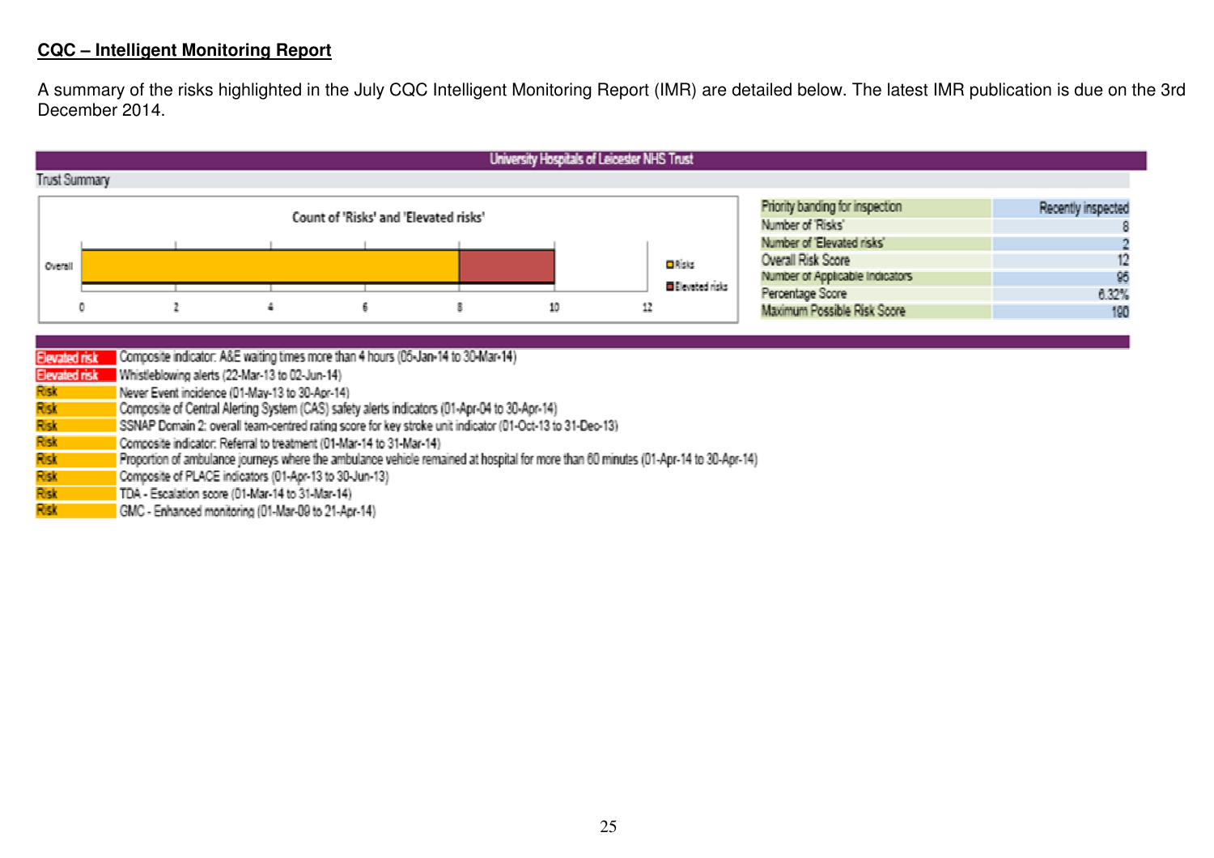## CQC – Intelligent Monitoring Report

A summary of the risks highlighted in the July CQC Intelligent Monitoring Report (IMR) are detailed below. The latest IMR publication is due on the 3rd December 2014.

**University Hospitals of Leicester NHS Trust**

Trust Summary

Count of 'Risks' and 'Elevated risks'

Overall

0 2 4 6 8 10 12

Risks

Elevated risks

| | |
|---|---|
| Priority banding for inspection | Recently inspected |
| Number of 'Risks' | 8 |
| Number of 'Elevated risks' | 2 |
| Overall Risk Score | 12 |
| Number of Applicable Indicators | 95 |
| Percentage Score | 6.32% |
| Maximum Possible Risk Score | 190 |

| | |
|---|---|
| Elevated risk | Composite indicator: A&E waiting times more than 4 hours (06-Jan-14 to 30-Mar-14) |
| Elevated risk | Whistleblowing alerts (22-Mar-13 to 02-Jun-14) |
| Risk | Never Event incidence (01-May-13 to 30-Apr-14) |
| Risk | Composite of Central Alerting System (CAS) safety alerts indicators (01-Apr-04 to 30-Apr-14) |
| Risk | SSNAP Domain 2: overall team-centred rating score for key stroke unit indicator (01-Oct-13 to 31-Dec-13) |
| Risk | Composite indicator: Referral to treatment (01-Mar-14 to 31-Mar-14) |
| Risk | Proportion of ambulance journeys where the ambulance vehicle remained at hospital for more than 60 minutes (01-Apr-14 to 30-Apr-14) |
| Risk | Composite of PLACE indicators (01-Apr-13 to 30-Jun-13) |
| Risk | TDA - Escalation score (01-Mar-14 to 31-Mar-14) |
| Risk | GMC - Enhanced monitoring (01-Mar-09 to 21-Apr-14) |